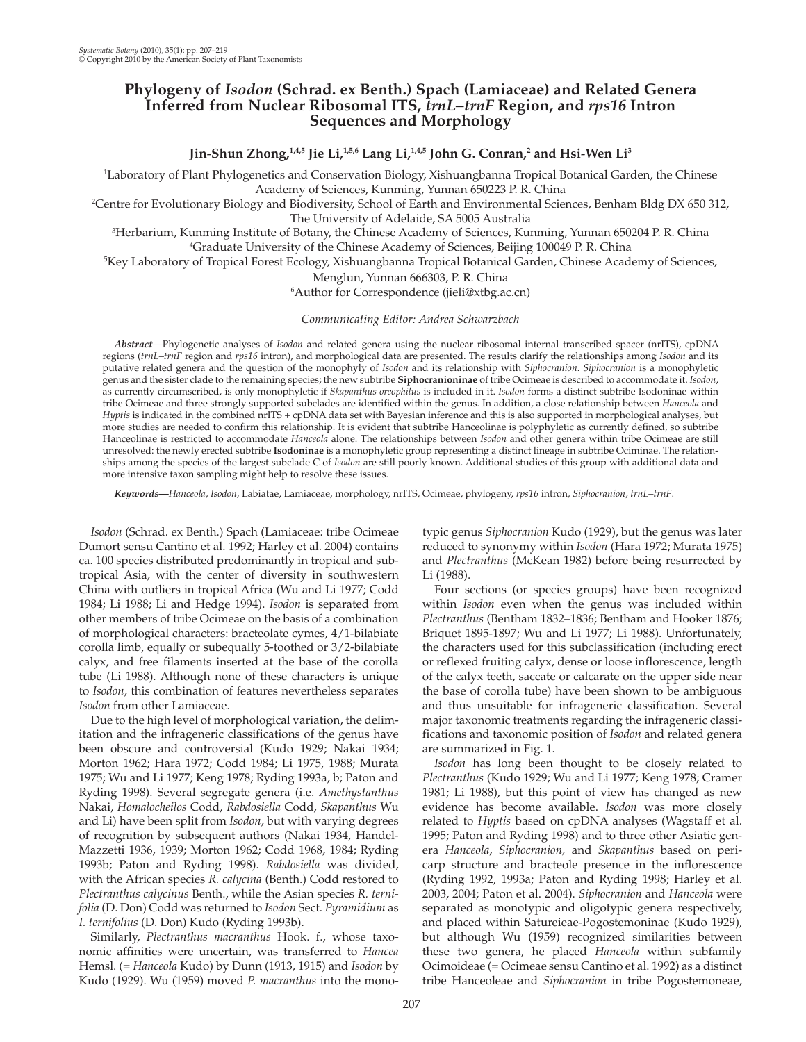# Phylogeny of *Isodon* (Schrad. ex Benth.) Spach (Lamiaceae) and Related Genera Inferred from Nuclear Ribosomal ITS, *trnL–trnF* Region, and *rps16* Intron Sequences and Morphology

**Jin-Shun Zhong,[1,4,5] Jie Li,[1,5,6] Lang Li,[1,4,5] John G. Conran,[2] and Hsi-Wen Li[3]**

[1]Laboratory of Plant Phylogenetics and Conservation Biology, Xishuangbanna Tropical Botanical Garden, the Chinese Academy of Sciences, Kunming, Yunnan 650223 P. R. China

[2]Centre for Evolutionary Biology and Biodiversity, School of Earth and Environmental Sciences, Benham Bldg DX 650 312, The University of Adelaide, SA 5005 Australia

[3]Herbarium, Kunming Institute of Botany, the Chinese Academy of Sciences, Kunming, Yunnan 650204 P. R. China

[4]Graduate University of the Chinese Academy of Sciences, Beijing 100049 P. R. China

[5]Key Laboratory of Tropical Forest Ecology, Xishuangbanna Tropical Botanical Garden, Chinese Academy of Sciences, Menglun, Yunnan 666303, P. R. China

[6]Author for Correspondence (jieli@xtbg.ac.cn)

*Communicating Editor: Andrea Schwarzbach*

*Abstract*—Phylogenetic analyses of *Isodon* and related genera using the nuclear ribosomal internal transcribed spacer (nrITS), cpDNA regions (*trnL–trnF* region and *rps16* intron), and morphological data are presented. The results clarify the relationships among *Isodon* and its putative related genera and the question of the monophyly of *Isodon* and its relationship with *Siphocranion*. *Siphocranion* is a monophyletic genus and the sister clade to the remaining species; the new subtribe **Siphocranioninae** of tribe Ocimeae is described to accommodate it. *Isodon*, as currently circumscribed, is only monophyletic if *Skapanthus oreophilus* is included in it. *Isodon* forms a distinct subtribe Isodoninae within tribe Ocimeae and three strongly supported subclades are identified within the genus. In addition, a close relationship between *Hanceola* and *Hyptis* is indicated in the combined nrITS + cpDNA data set with Bayesian inference and this is also supported in morphological analyses, but more studies are needed to confirm this relationship. It is evident that subtribe Hanceolinae is polyphyletic as currently defined, so subtribe Hanceolinae is restricted to accommodate *Hanceola* alone. The relationships between *Isodon* and other genera within tribe Ocimeae are still unresolved: the newly erected subtribe **Isodoninae** is a monophyletic group representing a distinct lineage in subtribe Ociminae. The relationships among the species of the largest subclade C of *Isodon* are still poorly known. Additional studies of this group with additional data and more intensive taxon sampling might help to resolve these issues.

*Keywords*—*Hanceola*, *Isodon*, Labiatae, Lamiaceae, morphology, nrITS, Ocimeae, phylogeny, *rps16* intron, *Siphocranion*, *trnL–trnF*.

*Isodon* (Schrad. ex Benth.) Spach (Lamiaceae: tribe Ocimeae Dumort sensu Cantino et al. 1992; Harley et al. 2004) contains ca. 100 species distributed predominantly in tropical and subtropical Asia, with the center of diversity in southwestern China with outliers in tropical Africa (Wu and Li 1977; Codd 1984; Li 1988; Li and Hedge 1994). *Isodon* is separated from other members of tribe Ocimeae on the basis of a combination of morphological characters: bracteolate cymes, 4/1-bilabiate corolla limb, equally or subequally 5-toothed or 3/2-bilabiate calyx, and free filaments inserted at the base of the corolla tube (Li 1988). Although none of these characters is unique to *Isodon*, this combination of features nevertheless separates *Isodon* from other Lamiaceae.

Due to the high level of morphological variation, the delimitation and the infrageneric classifications of the genus have been obscure and controversial (Kudo 1929; Nakai 1934; Morton 1962; Hara 1972; Codd 1984; Li 1975, 1988; Murata 1975; Wu and Li 1977; Keng 1978; Ryding 1993a, b; Paton and Ryding 1998). Several segregate genera (i.e. *Amethystanthus* Nakai, *Homalocheilos* Codd, *Rabdosiella* Codd, *Skapanthus* Wu and Li) have been split from *Isodon*, but with varying degrees of recognition by subsequent authors (Nakai 1934, Handel-Mazzetti 1936, 1939; Morton 1962; Codd 1968, 1984; Ryding 1993b; Paton and Ryding 1998). *Rabdosiella* was divided, with the African species *R. calycina* (Benth.) Codd restored to *Plectranthus calycinus* Benth., while the Asian species *R. ternifolia* (D. Don) Codd was returned to *Isodon* Sect. *Pyramidium* as *I. ternifolius* (D. Don) Kudo (Ryding 1993b).

Similarly, *Plectranthus macranthus* Hook. f., whose taxonomic affinities were uncertain, was transferred to *Hancea* Hemsl. (= *Hanceola* Kudo) by Dunn (1913, 1915) and *Isodon* by Kudo (1929). Wu (1959) moved *P. macranthus* into the monotypic genus *Siphocranion* Kudo (1929), but the genus was later reduced to synonymy within *Isodon* (Hara 1972; Murata 1975) and *Plectranthus* (McKean 1982) before being resurrected by Li (1988).

Four sections (or species groups) have been recognized within *Isodon* even when the genus was included within *Plectranthus* (Bentham 1832–1836; Bentham and Hooker 1876; Briquet 1895-1897; Wu and Li 1977; Li 1988). Unfortunately, the characters used for this subclassification (including erect or reflexed fruiting calyx, dense or loose inflorescence, length of the calyx teeth, saccate or calcarate on the upper side near the base of corolla tube) have been shown to be ambiguous and thus unsuitable for infrageneric classification. Several major taxonomic treatments regarding the infrageneric classifications and taxonomic position of *Isodon* and related genera are summarized in Fig. 1.

*Isodon* has long been thought to be closely related to *Plectranthus* (Kudo 1929; Wu and Li 1977; Keng 1978; Cramer 1981; Li 1988), but this point of view has changed as new evidence has become available. *Isodon* was more closely related to *Hyptis* based on cpDNA analyses (Wagstaff et al. 1995; Paton and Ryding 1998) and to three other Asiatic genera *Hanceola*, *Siphocranion,* and *Skapanthus* based on pericarp structure and bracteole presence in the inflorescence (Ryding 1992, 1993a; Paton and Ryding 1998; Harley et al. 2003, 2004; Paton et al. 2004). *Siphocranion* and *Hanceola* were separated as monotypic and oligotypic genera respectively, and placed within Satureieae-Pogostemoninae (Kudo 1929), but although Wu (1959) recognized similarities between these two genera, he placed *Hanceola* within subfamily Ocimoideae (= Ocimeae sensu Cantino et al. 1992) as a distinct tribe Hanceoleae and *Siphocranion* in tribe Pogostemoneae,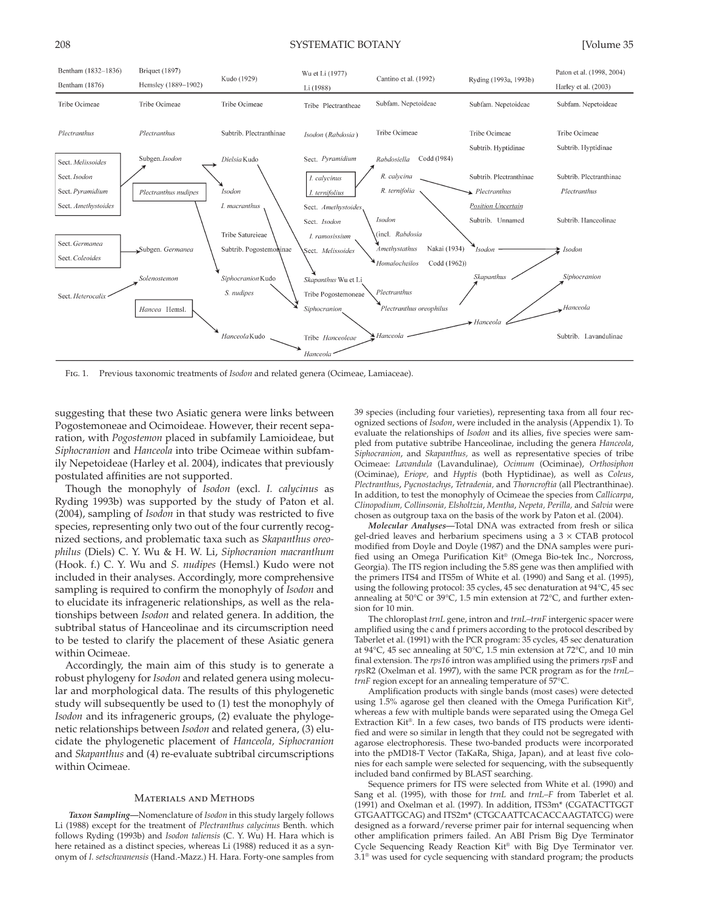| Bentham (1832–1836) Bentham (1876) | Briquet (1897) Hemsley (1889–1902) | Kudo (1929) | Wu et Li (1977) Li (1988) | Cantino et al. (1992) | Ryding (1993a, 1993b) | Paton et al. (1998, 2004) Harley et al. (2003) |
|---|---|---|---|---|---|---|
| Tribe Ocimeae | Tribe Ocimeae | Tribe Ocimeae | Tribe Plectrantheae | Subfam. Nepetoideae | Subfam. Nepetoideae | Subfam. Nepetoideae |
| *Plectranthus* | *Plectranthus* | Subtrib. Plectranthinae | *Isodon* (*Rabdosia*) | Tribe Ocimeae | Tribe Ocimeae | Tribe Ocimeae |
| | | | | | Subtrib. Hyptidinae | Subtrib. Hyptidinae |
| Sect. *Melissoides* | Subgen. *Isodon* | *Dielsia* Kudo | Sect. *Pyramidium* | *Rabdosiella* Codd (1984) | | |
| Sect. *Isodon* | | | *I. calycinus* | *R. calycina* | Subtrib. Plectranthinae | Subtrib. Plectranthinae |
| Sect. *Pyramidium* | *Plectranthus nudipes* | *Isodon* | *I. ternifolius* | *R. ternifolia* | *Plectranthus* | *Plectranthus* |
| Sect. *Amethystoides* | | *I. macranthus* | Sect. *Amethystoides* | | Position Uncertain | |
| | | | Sect. *Isodon* | *Isodon* | Subtrib. Unnamed | Subtrib. Hanceolinae |
| | | Tribe Satureieae | *I. ramosissium* | (incl. *Rabdosia* | | |
| Sect. *Germanea* | Subgen. *Germanea* | Subtrib. Pogostemoninae | Sect. *Melissoides* | *Amethystathus* Nakai (1934) | *Isodon* | *Isodon* |
| Sect. *Coleoides* | | | | *Homalocheilos* Codd (1962)) | | |
| | *Solenostemon* | *Siphocranion* Kudo | *Skapanthus* Wu et Li | | *Skapanthus* | *Siphocranion* |
| Sect. *Heterocalix* | | *S. nudipes* | Tribe Pogostemoneae | *Plectranthus* | | |
| | *Hancea* Hemsl. | | *Siphocranion* | *Plectranthus oreophilus* | | *Hanceola* |
| | | | | | *Hanceola* | |
| | | *Hanceola* Kudo | Tribe Hanceoleae | *Hanceola* | | Subtrib. Lavandulinae |
| | | | *Hanceola* | | | |

Fig. 1. Previous taxonomic treatments of *Isodon* and related genera (Ocimeae, Lamiaceae).

suggesting that these two Asiatic genera were links between Pogostemoneae and Ocimoideae. However, their recent separation, with *Pogostemon* placed in subfamily Lamioideae, but *Siphocranion* and *Hanceola* into tribe Ocimeae within subfamily Nepetoideae (Harley et al. 2004), indicates that previously postulated affinities are not supported.

Though the monophyly of *Isodon* (excl. *I. calycinus* as Ryding 1993b) was supported by the study of Paton et al. (2004), sampling of *Isodon* in that study was restricted to five species, representing only two out of the four currently recognized sections, and problematic taxa such as *Skapanthus oreophilus* (Diels) C. Y. Wu & H. W. Li, *Siphocranion macranthum* (Hook. f.) C. Y. Wu and *S. nudipes* (Hemsl.) Kudo were not included in their analyses. Accordingly, more comprehensive sampling is required to confirm the monophyly of *Isodon* and to elucidate its infrageneric relationships, as well as the relationships between *Isodon* and related genera. In addition, the subtribal status of Hanceolinae and its circumscription need to be tested to clarify the placement of these Asiatic genera within Ocimeae.

Accordingly, the main aim of this study is to generate a robust phylogeny for *Isodon* and related genera using molecular and morphological data. The results of this phylogenetic study will subsequently be used to (1) test the monophyly of *Isodon* and its infrageneric groups, (2) evaluate the phylogenetic relationships between *Isodon* and related genera, (3) elucidate the phylogenetic placement of *Hanceola*, *Siphocranion* and *Skapanthus* and (4) re-evaluate subtribal circumscriptions within Ocimeae.

## Materials and Methods

***Taxon Sampling***—Nomenclature of *Isodon* in this study largely follows Li (1988) except for the treatment of *Plectranthus calycinus* Benth. which follows Ryding (1993b) and *Isodon taliensis* (C. Y. Wu) H. Hara which is here retained as a distinct species, whereas Li (1988) reduced it as a synonym of *I. setschwanensis* (Hand.-Mazz.) H. Hara. Forty-one samples from 39 species (including four varieties), representing taxa from all four recognized sections of *Isodon*, were included in the analysis (Appendix 1). To evaluate the relationships of *Isodon* and its allies, five species were sampled from putative subtribe Hanceolinae, including the genera *Hanceola*, *Siphocranion*, and *Skapanthus*, as well as representative species of tribe Ocimeae: *Lavandula* (Lavandulinae), *Ocimum* (Ociminae), *Orthosiphon* (Ociminae), *Eriope*, and *Hyptis* (both Hyptidinae), as well as *Coleus*, *Plectranthus*, *Pycnostachys*, *Tetradenia*, and *Thorncroftia* (all Plectranthinae). In addition, to test the monophyly of Ocimeae the species from *Callicarpa*, *Clinopodium*, *Collinsonia*, *Elsholtzia*, *Mentha*, *Nepeta*, *Perilla*, and *Salvia* were chosen as outgroup taxa on the basis of the work by Paton et al. (2004).

***Molecular Analyses***—Total DNA was extracted from fresh or silica gel-dried leaves and herbarium specimens using a 3 × CTAB protocol modified from Doyle and Doyle (1987) and the DNA samples were purified using an Omega Purification Kit® (Omega Bio-tek Inc., Norcross, Georgia). The ITS region including the 5.8S gene was then amplified with the primers ITS4 and ITS5m of White et al. (1990) and Sang et al. (1995), using the following protocol: 35 cycles, 45 sec denaturation at 94°C, 45 sec annealing at 50°C or 39°C, 1.5 min extension at 72°C, and further extension for 10 min.

The chloroplast *trnL* gene, intron and *trnL–trnF* intergenic spacer were amplified using the c and f primers according to the protocol described by Taberlet et al. (1991) with the PCR program: 35 cycles, 45 sec denaturation at 94°C, 45 sec annealing at 50°C, 1.5 min extension at 72°C, and 10 min final extension. The *rps16* intron was amplified using the primers *rps*F and *rps*R2 (Oxelman et al. 1997), with the same PCR program as for the *trnL–trnF* region except for an annealing temperature of 57°C.

Amplification products with single bands (most cases) were detected using 1.5% agarose gel then cleaned with the Omega Purification Kit®, whereas a few with multiple bands were separated using the Omega Gel Extraction Kit®. In a few cases, two bands of ITS products were identified and were so similar in length that they could not be segregated with agarose electrophoresis. These two-banded products were incorporated into the pMD18-T Vector (TaKaRa, Shiga, Japan), and at least five colonies for each sample were selected for sequencing, with the subsequently included band confirmed by BLAST searching.

Sequence primers for ITS were selected from White et al. (1990) and Sang et al. (1995), with those for *trnL* and *trnL–F* from Taberlet et al. (1991) and Oxelman et al. (1997). In addition, ITS3m* (CGATACTTGGT GTGAATTGCAG) and ITS2m* (CTGCAATTCACACCAAGTATCG) were designed as a forward/reverse primer pair for internal sequencing when other amplification primers failed. An ABI Prism Big Dye Terminator Cycle Sequencing Ready Reaction Kit® with Big Dye Terminator ver. 3.1® was used for cycle sequencing with standard program; the products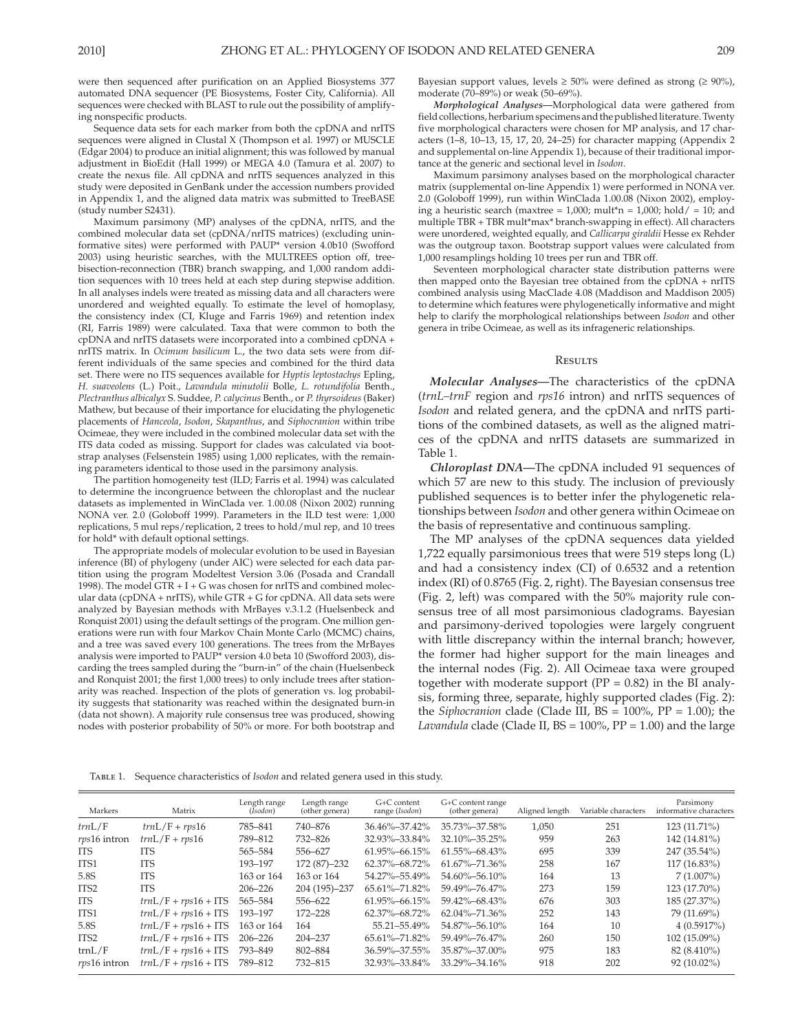were then sequenced after purification on an Applied Biosystems 377 automated DNA sequencer (PE Biosystems, Foster City, California). All sequences were checked with BLAST to rule out the possibility of amplifying nonspecific products.

Sequence data sets for each marker from both the cpDNA and nrITS sequences were aligned in Clustal X (Thompson et al. 1997) or MUSCLE (Edgar 2004) to produce an initial alignment; this was followed by manual adjustment in BioEdit (Hall 1999) or MEGA 4.0 (Tamura et al. 2007) to create the nexus file. All cpDNA and nrITS sequences analyzed in this study were deposited in GenBank under the accession numbers provided in Appendix 1, and the aligned data matrix was submitted to TreeBASE (study number S2431).

Maximum parsimony (MP) analyses of the cpDNA, nrITS, and the combined molecular data set (cpDNA/nrITS matrices) (excluding uninformative sites) were performed with PAUP* version 4.0b10 (Swofford 2003) using heuristic searches, with the MULTREES option off, tree-bisection-reconnection (TBR) branch swapping, and 1,000 random addition sequences with 10 trees held at each step during stepwise addition. In all analyses indels were treated as missing data and all characters were unordered and weighted equally. To estimate the level of homoplasy, the consistency index (CI, Kluge and Farris 1969) and retention index (RI, Farris 1989) were calculated. Taxa that were common to both the cpDNA and nrITS datasets were incorporated into a combined cpDNA + nrITS matrix. In *Ocimum basilicum* L., the two data sets were from different individuals of the same species and combined for the third data set. There were no ITS sequences available for *Hyptis leptostachys* Epling, *H. suaveolens* (L.) Poit., *Lavandula minutolii* Bolle, *L. rotundifolia* Benth., *Plectranthus albicalyx* S. Suddee, *P. calycinus* Benth., or *P. thyrsoideus* (Baker) Mathew, but because of their importance for elucidating the phylogenetic placements of *Hanceola*, *Isodon*, *Skapanthus*, and *Siphocranion* within tribe Ocimeae, they were included in the combined molecular data set with the ITS data coded as missing. Support for clades was calculated via bootstrap analyses (Felsenstein 1985) using 1,000 replicates, with the remaining parameters identical to those used in the parsimony analysis.

The partition homogeneity test (ILD; Farris et al. 1994) was calculated to determine the incongruence between the chloroplast and the nuclear datasets as implemented in WinClada ver. 1.00.08 (Nixon 2002) running NONA ver. 2.0 (Goloboff 1999). Parameters in the ILD test were: 1,000 replications, 5 mul reps/replication, 2 trees to hold/mul rep, and 10 trees for hold* with default optional settings.

The appropriate models of molecular evolution to be used in Bayesian inference (BI) of phylogeny (under AIC) were selected for each data partition using the program Modeltest Version 3.06 (Posada and Crandall 1998). The model GTR + I + G was chosen for nrITS and combined molecular data (cpDNA + nrITS), while GTR + G for cpDNA. All data sets were analyzed by Bayesian methods with MrBayes v.3.1.2 (Huelsenbeck and Ronquist 2001) using the default settings of the program. One million generations were run with four Markov Chain Monte Carlo (MCMC) chains, and a tree was saved every 100 generations. The trees from the MrBayes analysis were imported to PAUP* version 4.0 beta 10 (Swofford 2003), discarding the trees sampled during the "burn-in" of the chain (Huelsenbeck and Ronquist 2001; the first 1,000 trees) to only include trees after stationarity was reached. Inspection of the plots of generation vs. log probability suggests that stationarity was reached within the designated burn-in (data not shown). A majority rule consensus tree was produced, showing nodes with posterior probability of 50% or more. For both bootstrap and Bayesian support values, levels ≥ 50% were defined as strong (≥ 90%), moderate (70–89%) or weak (50–69%).

***Morphological Analyses***—Morphological data were gathered from field collections, herbarium specimens and the published literature. Twenty five morphological characters were chosen for MP analysis, and 17 characters (1–8, 10–13, 15, 17, 20, 24–25) for character mapping (Appendix 2 and supplemental on-line Appendix 1), because of their traditional importance at the generic and sectional level in *Isodon*.

Maximum parsimony analyses based on the morphological character matrix (supplemental on-line Appendix 1) were performed in NONA ver. 2.0 (Goloboff 1999), run within WinClada 1.00.08 (Nixon 2002), employing a heuristic search (maxtree = 1,000; mult*n = 1,000; hold/ = 10; and multiple TBR + TBR mult*max* branch-swapping in effect). All characters were unordered, weighted equally, and *Callicarpa giraldii* Hesse ex Rehder was the outgroup taxon. Bootstrap support values were calculated from 1,000 resamplings holding 10 trees per run and TBR off.

Seventeen morphological character state distribution patterns were then mapped onto the Bayesian tree obtained from the cpDNA + nrITS combined analysis using MacClade 4.08 (Maddison and Maddison 2005) to determine which features were phylogenetically informative and might help to clarify the morphological relationships between *Isodon* and other genera in tribe Ocimeae, as well as its infrageneric relationships.

## Results

***Molecular Analyses***—The characteristics of the cpDNA (*trnL–trnF* region and *rps16* intron) and nrITS sequences of *Isodon* and related genera, and the cpDNA and nrITS partitions of the combined datasets, as well as the aligned matrices of the cpDNA and nrITS datasets are summarized in Table 1.

***Chloroplast DNA***—The cpDNA included 91 sequences of which 57 are new to this study. The inclusion of previously published sequences is to better infer the phylogenetic relationships between *Isodon* and other genera within Ocimeae on the basis of representative and continuous sampling.

The MP analyses of the cpDNA sequences data yielded 1,722 equally parsimonious trees that were 519 steps long (L) and had a consistency index (CI) of 0.6532 and a retention index (RI) of 0.8765 (Fig. 2, right). The Bayesian consensus tree (Fig. 2, left) was compared with the 50% majority rule consensus tree of all most parsimonious cladograms. Bayesian and parsimony-derived topologies were largely congruent with little discrepancy within the internal branch; however, the former had higher support for the main lineages and the internal nodes (Fig. 2). All Ocimeae taxa were grouped together with moderate support (PP = 0.82) in the BI analysis, forming three, separate, highly supported clades (Fig. 2): the *Siphocranion* clade (Clade III, BS = 100%, PP = 1.00); the *Lavandula* clade (Clade II, BS = 100%, PP = 1.00) and the large

Table 1. Sequence characteristics of *Isodon* and related genera used in this study.

| Markers | Matrix | Length range (*Isodon*) | Length range (other genera) | G+C content range (*Isodon*) | G+C content range (other genera) | Aligned length | Variable characters | Parsimony informative characters |
|---|---|---|---|---|---|---|---|---|
| *trn*L/F | *trn*L/F + *rps*16 | 785–841 | 740–876 | 36.46%–37.42% | 35.73%–37.58% | 1,050 | 251 | 123 (11.71%) |
| *rps*16 intron | *trn*L/F + *rps*16 | 789–812 | 732–826 | 32.93%–33.84% | 32.10%–35.25% | 959 | 263 | 142 (14.81%) |
| ITS | ITS | 565–584 | 556–627 | 61.95%–66.15% | 61.55%–68.43% | 695 | 339 | 247 (35.54%) |
| ITS1 | ITS | 193–197 | 172 (87)–232 | 62.37%–68.72% | 61.67%–71.36% | 258 | 167 | 117 (16.83%) |
| 5.8S | ITS | 163 or 164 | 163 or 164 | 54.27%–55.49% | 54.60%–56.10% | 164 | 13 | 7 (1.007%) |
| ITS2 | ITS | 206–226 | 204 (195)–237 | 65.61%–71.82% | 59.49%–76.47% | 273 | 159 | 123 (17.70%) |
| ITS | *trn*L/F + *rps*16 + ITS | 565–584 | 556–622 | 61.95%–66.15% | 59.42%–68.43% | 676 | 303 | 185 (27.37%) |
| ITS1 | *trn*L/F + *rps*16 + ITS | 193–197 | 172–228 | 62.37%–68.72% | 62.04%–71.36% | 252 | 143 | 79 (11.69%) |
| 5.8S | *trn*L/F + *rps*16 + ITS | 163 or 164 | 164 | 55.21–55.49% | 54.87%–56.10% | 164 | 10 | 4 (0.5917%) |
| ITS2 | *trn*L/F + *rps*16 + ITS | 206–226 | 204–237 | 65.61%–71.82% | 59.49%–76.47% | 260 | 150 | 102 (15.09%) |
| trnL/F | *trn*L/F + *rps*16 + ITS | 793–849 | 802–884 | 36.59%–37.55% | 35.87%–37.00% | 975 | 183 | 82 (8.410%) |
| *rps*16 intron | *trn*L/F + *rps*16 + ITS | 789–812 | 732–815 | 32.93%–33.84% | 33.29%–34.16% | 918 | 202 | 92 (10.02%) |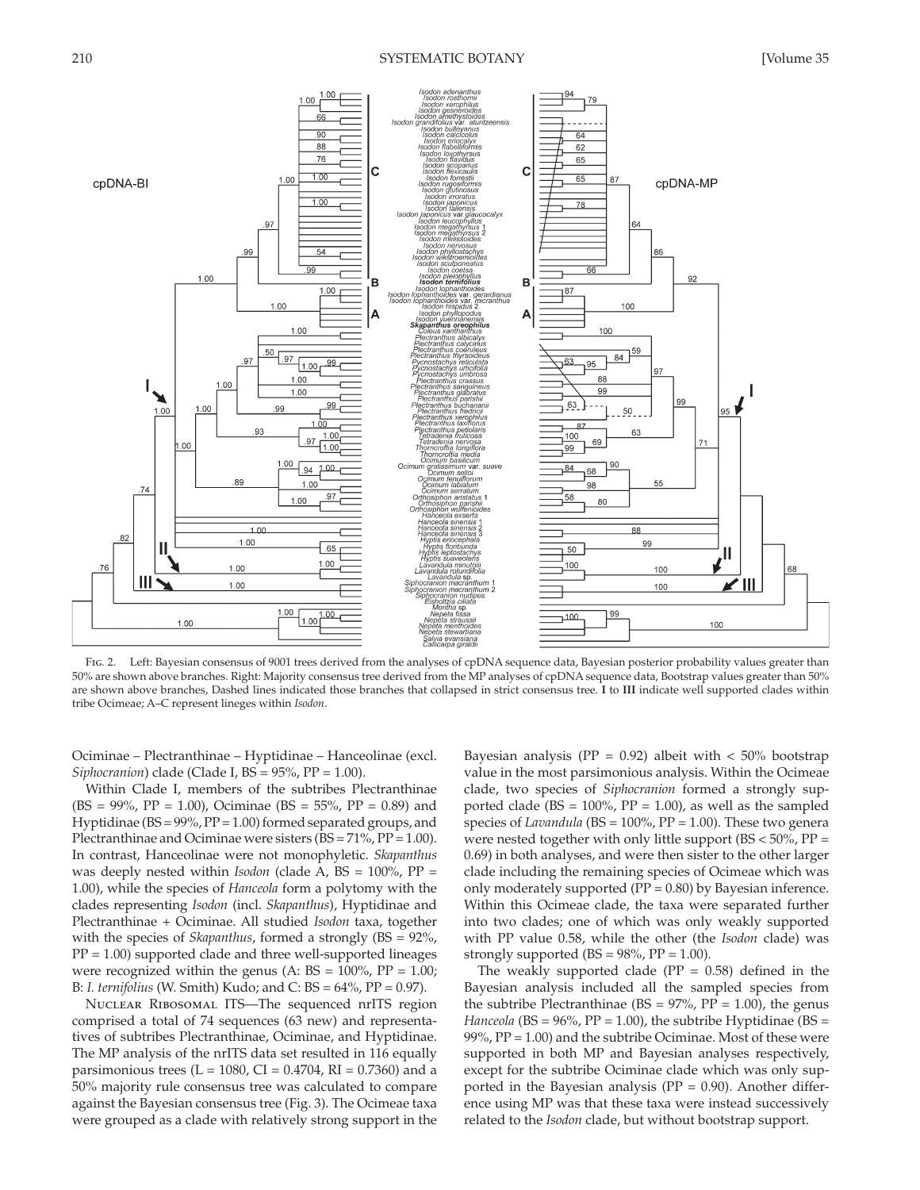Fig. 2. Left: Bayesian consensus of 9001 trees derived from the analyses of cpDNA sequence data, Bayesian posterior probability values greater than 50% are shown above branches. Right: Majority consensus tree derived from the MP analyses of cpDNA sequence data, Bootstrap values greater than 50% are shown above branches, Dashed lines indicated those branches that collapsed in strict consensus tree. **I** to **III** indicate well supported clades within tribe Ocimeae; A–C represent lineges within *Isodon*.

Ociminae – Plectranthinae – Hyptidinae – Hanceolinae (excl. *Siphocranion*) clade (Clade I, BS = 95%, PP = 1.00).

Within Clade I, members of the subtribes Plectranthinae (BS = 99%, PP = 1.00), Ociminae (BS = 55%, PP = 0.89) and Hyptidinae (BS = 99%, PP = 1.00) formed separated groups, and Plectranthinae and Ociminae were sisters (BS = 71%, PP = 1.00). In contrast, Hanceolinae were not monophyletic. *Skapanthus* was deeply nested within *Isodon* (clade A, BS = 100%, PP = 1.00), while the species of *Hanceola* form a polytomy with the clades representing *Isodon* (incl. *Skapanthus*), Hyptidinae and Plectranthinae + Ociminae. All studied *Isodon* taxa, together with the species of *Skapanthus*, formed a strongly (BS = 92%, PP = 1.00) supported clade and three well-supported lineages were recognized within the genus (A: BS = 100%, PP = 1.00; B: *I. ternifolius* (W. Smith) Kudo; and C: BS = 64%, PP = 0.97).

Nuclear Ribosomal ITS—The sequenced nrITS region comprised a total of 74 sequences (63 new) and representatives of subtribes Plectranthinae, Ociminae, and Hyptidinae. The MP analysis of the nrITS data set resulted in 116 equally parsimonious trees (L = 1080, CI = 0.4704, RI = 0.7360) and a 50% majority rule consensus tree was calculated to compare against the Bayesian consensus tree (Fig. 3). The Ocimeae taxa were grouped as a clade with relatively strong support in the Bayesian analysis (PP = 0.92) albeit with < 50% bootstrap value in the most parsimonious analysis. Within the Ocimeae clade, two species of *Siphocranion* formed a strongly supported clade (BS = 100%, PP = 1.00), as well as the sampled species of *Lavandula* (BS = 100%, PP = 1.00). These two genera were nested together with only little support (BS < 50%, PP = 0.69) in both analyses, and were then sister to the other larger clade including the remaining species of Ocimeae which was only moderately supported (PP = 0.80) by Bayesian inference. Within this Ocimeae clade, the taxa were separated further into two clades; one of which was only weakly supported with PP value 0.58, while the other (the *Isodon* clade) was strongly supported (BS = 98%, PP = 1.00).

The weakly supported clade (PP = 0.58) defined in the Bayesian analysis included all the sampled species from the subtribe Plectranthinae (BS = 97%, PP = 1.00), the genus *Hanceola* (BS = 96%, PP = 1.00), the subtribe Hyptidinae (BS = 99%, PP = 1.00) and the subtribe Ociminae. Most of these were supported in both MP and Bayesian analyses respectively, except for the subtribe Ociminae clade which was only supported in the Bayesian analysis (PP = 0.90). Another difference using MP was that these taxa were instead successively related to the *Isodon* clade, but without bootstrap support.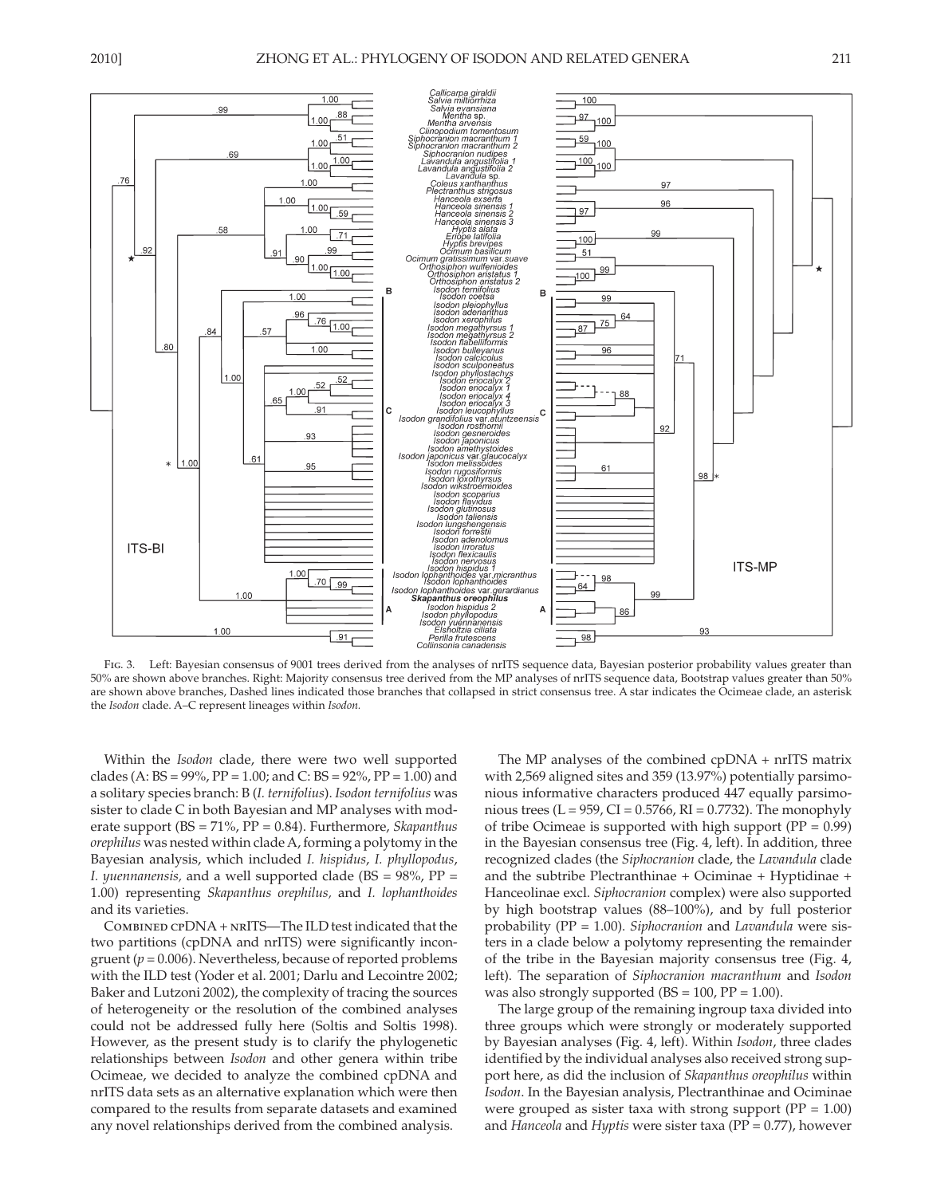Fig. 3. Left: Bayesian consensus of 9001 trees derived from the analyses of nrITS sequence data, Bayesian posterior probability values greater than 50% are shown above branches. Right: Majority consensus tree derived from the MP analyses of nrITS sequence data, Bootstrap values greater than 50% are shown above branches, Dashed lines indicated those branches that collapsed in strict consensus tree. A star indicates the Ocimeae clade, an asterisk the *Isodon* clade. A–C represent lineages within *Isodon.*

Within the *Isodon* clade, there were two well supported clades (A: BS = 99%, PP = 1.00; and C: BS = 92%, PP = 1.00) and a solitary species branch: B (*I. ternifolius*). *Isodon ternifolius* was sister to clade C in both Bayesian and MP analyses with moderate support (BS = 71%, PP = 0.84). Furthermore, *Skapanthus orephilus* was nested within clade A, forming a polytomy in the Bayesian analysis, which included *I. hispidus*, *I. phyllopodus*, *I. yuennanensis,* and a well supported clade (BS = 98%, PP = 1.00) representing *Skapanthus orephilus,* and *I. lophanthoides* and its varieties.

Combined cpDNA + nrITS—The ILD test indicated that the two partitions (cpDNA and nrITS) were significantly incongruent ($p = 0.006$). Nevertheless, because of reported problems with the ILD test (Yoder et al. 2001; Darlu and Lecointre 2002; Baker and Lutzoni 2002), the complexity of tracing the sources of heterogeneity or the resolution of the combined analyses could not be addressed fully here (Soltis and Soltis 1998). However, as the present study is to clarify the phylogenetic relationships between *Isodon* and other genera within tribe Ocimeae, we decided to analyze the combined cpDNA and nrITS data sets as an alternative explanation which were then compared to the results from separate datasets and examined any novel relationships derived from the combined analysis.

The MP analyses of the combined cpDNA + nrITS matrix with 2,569 aligned sites and 359 (13.97%) potentially parsimonious informative characters produced 447 equally parsimonious trees (L = 959, CI = 0.5766, RI = 0.7732). The monophyly of tribe Ocimeae is supported with high support (PP = 0.99) in the Bayesian consensus tree (Fig. 4, left). In addition, three recognized clades (the *Siphocranion* clade, the *Lavandula* clade and the subtribe Plectranthinae + Ociminae + Hyptidinae + Hanceolinae excl. *Siphocranion* complex) were also supported by high bootstrap values (88–100%), and by full posterior probability (PP = 1.00). *Siphocranion* and *Lavandula* were sisters in a clade below a polytomy representing the remainder of the tribe in the Bayesian majority consensus tree (Fig. 4, left). The separation of *Siphocranion macranthum* and *Isodon* was also strongly supported (BS = 100, PP = 1.00).

The large group of the remaining ingroup taxa divided into three groups which were strongly or moderately supported by Bayesian analyses (Fig. 4, left). Within *Isodon*, three clades identified by the individual analyses also received strong support here, as did the inclusion of *Skapanthus oreophilus* within *Isodon*. In the Bayesian analysis, Plectranthinae and Ociminae were grouped as sister taxa with strong support (PP = 1.00) and *Hanceola* and *Hyptis* were sister taxa (PP = 0.77), however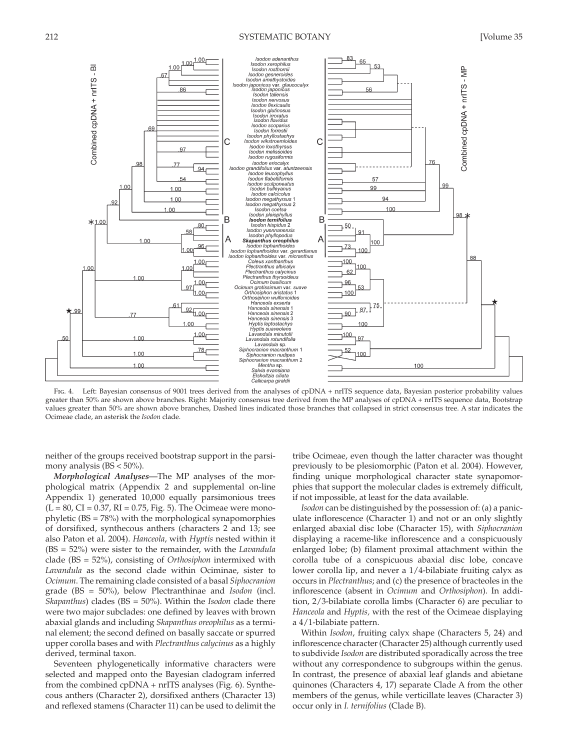Fig. 4. Left: Bayesian consensus of 9001 trees derived from the analyses of cpDNA + nrITS sequence data, Bayesian posterior probability values greater than 50% are shown above branches. Right: Majority consensus tree derived from the MP analyses of cpDNA + nrITS sequence data, Bootstrap values greater than 50% are shown above branches, Dashed lines indicated those branches that collapsed in strict consensus tree. A star indicates the Ocimeae clade, an asterisk the *Isodon* clade.

neither of the groups received bootstrap support in the parsimony analysis (BS < 50%).

***Morphological Analyses***—The MP analyses of the morphological matrix (Appendix 2 and supplemental on-line Appendix 1) generated 10,000 equally parsimonious trees (L = 80, CI = 0.37, RI = 0.75, Fig. 5). The Ocimeae were monophyletic (BS = 78%) with the morphological synapomorphies of dorsifixed, synthecous anthers (characters 2 and 13; see also Paton et al. 2004). *Hanceola*, with *Hyptis* nested within it (BS = 52%) were sister to the remainder, with the *Lavandula* clade (BS = 52%), consisting of *Orthosiphon* intermixed with *Lavandula* as the second clade within Ociminae, sister to *Ocimum*. The remaining clade consisted of a basal *Siphocranion* grade (BS = 50%), below Plectranthinae and *Isodon* (incl. *Skapanthus*) clades (BS = 50%). Within the *Isodon* clade there were two major subclades: one defined by leaves with brown abaxial glands and including *Skapanthus oreophilus* as a terminal element; the second defined on basally saccate or spurred upper corolla bases and with *Plectranthus calycinus* as a highly derived, terminal taxon.

Seventeen phylogenetically informative characters were selected and mapped onto the Bayesian cladogram inferred from the combined cpDNA + nrITS analyses (Fig. 6). Synthecous anthers (Character 2), dorsifixed anthers (Character 13) and reflexed stamens (Character 11) can be used to delimit the tribe Ocimeae, even though the latter character was thought previously to be plesiomorphic (Paton et al. 2004). However, finding unique morphological character state synapomorphies that support the molecular clades is extremely difficult, if not impossible, at least for the data available.

*Isodon* can be distinguished by the possession of: (a) a paniculate inflorescence (Character 1) and not or an only slightly enlarged abaxial disc lobe (Character 15), with *Siphocranion* displaying a raceme-like inflorescence and a conspicuously enlarged lobe; (b) filament proximal attachment within the corolla tube of a conspicuous abaxial disc lobe, concave lower corolla lip, and never a 1/4-bilabiate fruiting calyx as occurs in *Plectranthus*; and (c) the presence of bracteoles in the inflorescence (absent in *Ocimum* and *Orthosiphon*). In addition, 2/3-bilabiate corolla limbs (Character 6) are peculiar to *Hanceola* and *Hyptis*, with the rest of the Ocimeae displaying a 4/1-bilabiate pattern.

Within *Isodon*, fruiting calyx shape (Characters 5, 24) and inflorescence character (Character 25) although currently used to subdivide *Isodon* are distributed sporadically across the tree without any correspondence to subgroups within the genus. In contrast, the presence of abaxial leaf glands and abietane quinones (Characters 4, 17) separate Clade A from the other members of the genus, while verticillate leaves (Character 3) occur only in *I. ternifolius* (Clade B).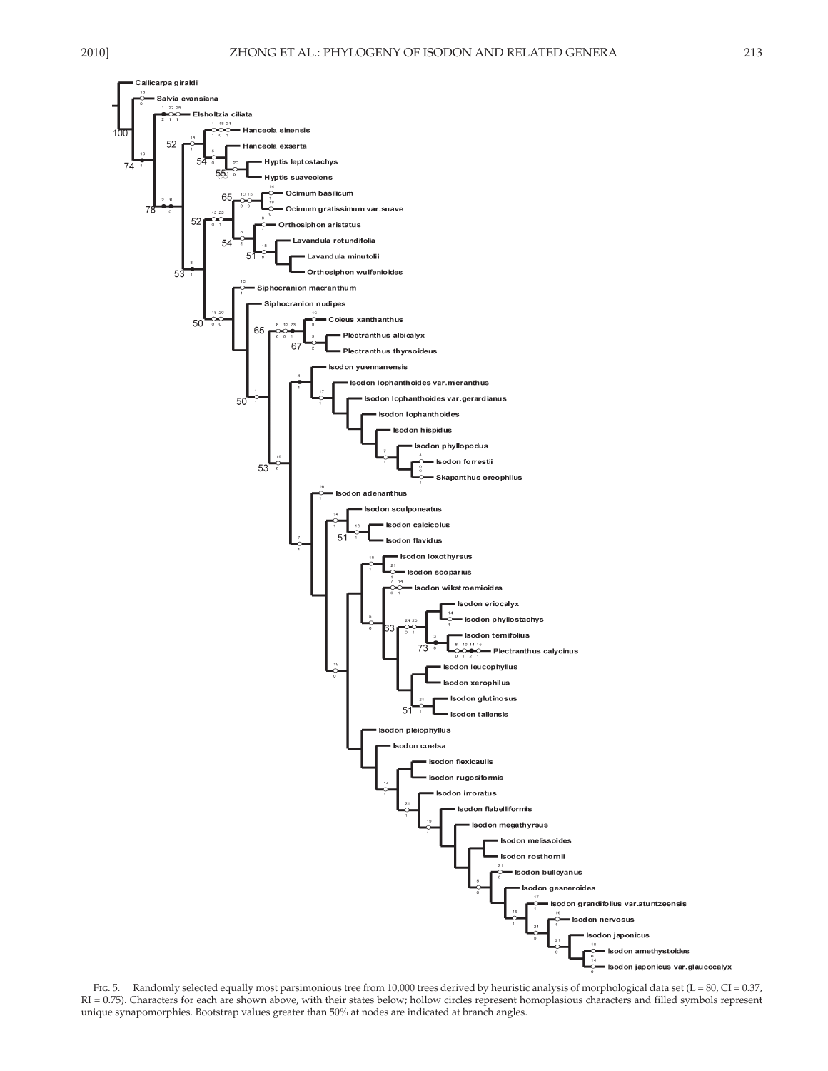FIG. 5. Randomly selected equally most parsimonious tree from 10,000 trees derived by heuristic analysis of morphological data set (L = 80, CI = 0.37, RI = 0.75). Characters for each are shown above, with their states below; hollow circles represent homoplasious characters and filled symbols represent unique synapomorphies. Bootstrap values greater than 50% at nodes are indicated at branch angles.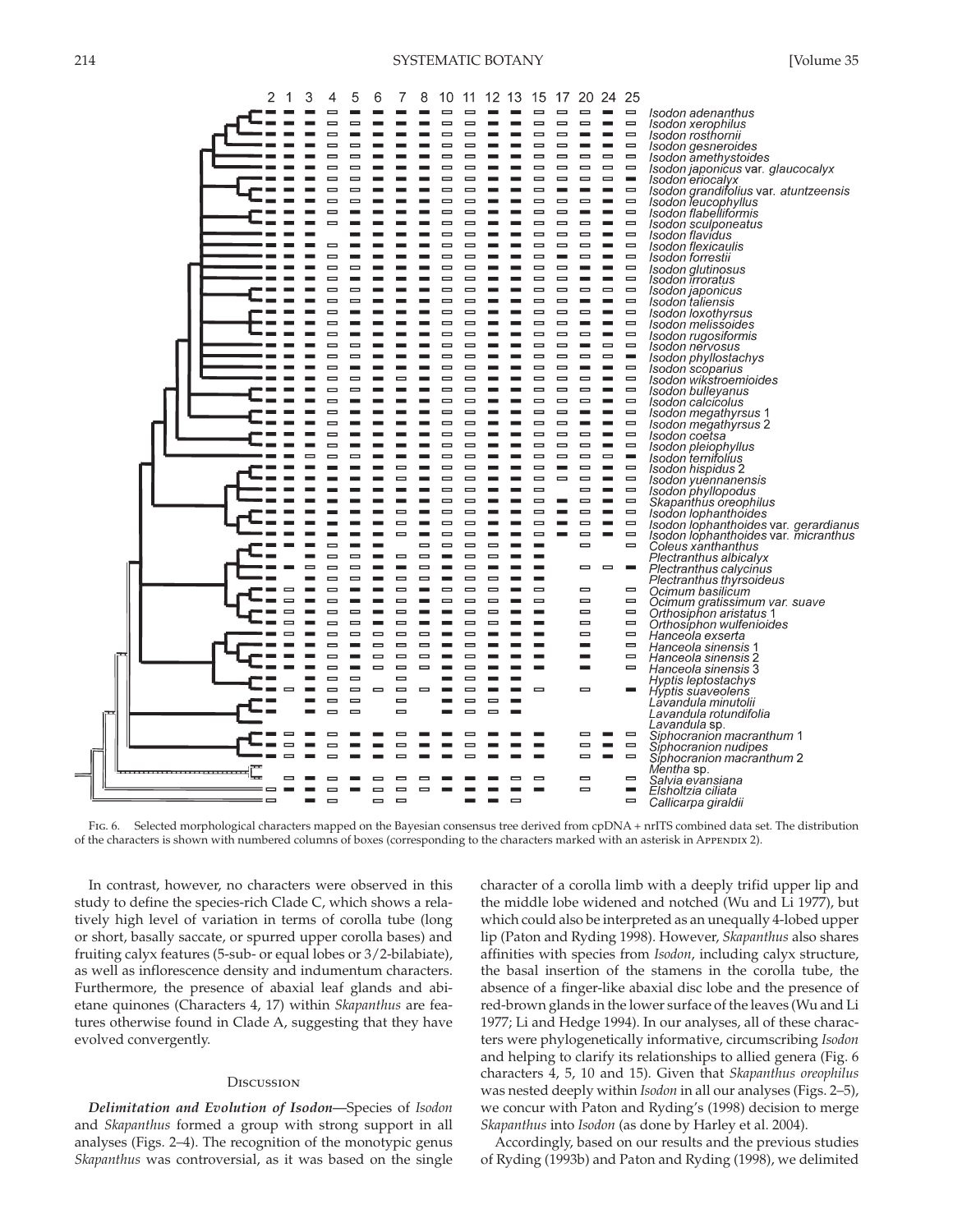Fig. 6. Selected morphological characters mapped on the Bayesian consensus tree derived from cpDNA + nrITS combined data set. The distribution of the characters is shown with numbered columns of boxes (corresponding to the characters marked with an asterisk in Appendix 2).

In contrast, however, no characters were observed in this study to define the species-rich Clade C, which shows a relatively high level of variation in terms of corolla tube (long or short, basally saccate, or spurred upper corolla bases) and fruiting calyx features (5-sub- or equal lobes or 3/2-bilabiate), as well as inflorescence density and indumentum characters. Furthermore, the presence of abaxial leaf glands and abietane quinones (Characters 4, 17) within *Skapanthus* are features otherwise found in Clade A, suggesting that they have evolved convergently.

## Discussion

***Delimitation and Evolution of Isodon***—Species of *Isodon* and *Skapanthus* formed a group with strong support in all analyses (Figs. 2–4). The recognition of the monotypic genus *Skapanthus* was controversial, as it was based on the single character of a corolla limb with a deeply trifid upper lip and the middle lobe widened and notched (Wu and Li 1977), but which could also be interpreted as an unequally 4-lobed upper lip (Paton and Ryding 1998). However, *Skapanthus* also shares affinities with species from *Isodon*, including calyx structure, the basal insertion of the stamens in the corolla tube, the absence of a finger-like abaxial disc lobe and the presence of red-brown glands in the lower surface of the leaves (Wu and Li 1977; Li and Hedge 1994). In our analyses, all of these characters were phylogenetically informative, circumscribing *Isodon* and helping to clarify its relationships to allied genera (Fig. 6 characters 4, 5, 10 and 15). Given that *Skapanthus oreophilus* was nested deeply within *Isodon* in all our analyses (Figs. 2–5), we concur with Paton and Ryding's (1998) decision to merge *Skapanthus* into *Isodon* (as done by Harley et al. 2004).

Accordingly, based on our results and the previous studies of Ryding (1993b) and Paton and Ryding (1998), we delimited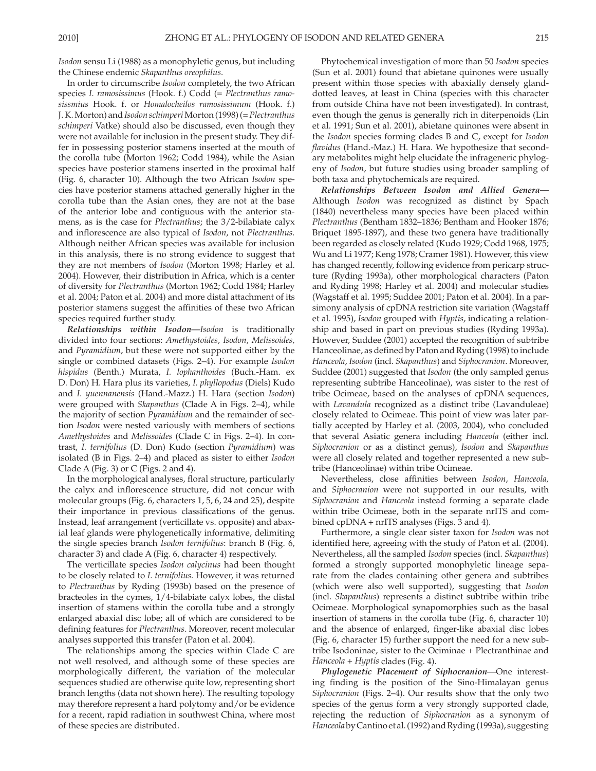*Isodon* sensu Li (1988) as a monophyletic genus, but including the Chinese endemic *Skapanthus oreophilus*.

In order to circumscribe *Isodon* completely, the two African species *I. ramosissimus* (Hook. f.) Codd (= *Plectranthus ramosissmius* Hook. f. or *Homalocheilos ramosissimum* (Hook. f.) J. K. Morton) and *Isodon schimperi* Morton (1998) (= *Plectranthus schimperi* Vatke) should also be discussed, even though they were not available for inclusion in the present study. They differ in possessing posterior stamens inserted at the mouth of the corolla tube (Morton 1962; Codd 1984), while the Asian species have posterior stamens inserted in the proximal half (Fig. 6, character 10). Although the two African *Isodon* species have posterior stamens attached generally higher in the corolla tube than the Asian ones, they are not at the base of the anterior lobe and contiguous with the anterior stamens, as is the case for *Plectranthus*; the 3/2-bilabiate calyx and inflorescence are also typical of *Isodon*, not *Plectranthus.* Although neither African species was available for inclusion in this analysis, there is no strong evidence to suggest that they are not members of *Isodon* (Morton 1998; Harley et al. 2004). However, their distribution in Africa, which is a center of diversity for *Plectranthus* (Morton 1962; Codd 1984; Harley et al. 2004; Paton et al. 2004) and more distal attachment of its posterior stamens suggest the affinities of these two African species required further study.

***Relationships within Isodon***—*Isodon* is traditionally divided into four sections: *Amethystoides*, *Isodon*, *Melissoides,* and *Pyramidium*, but these were not supported either by the single or combined datasets (Figs. 2–4). For example *Isodon hispidus* (Benth.) Murata, *I. lophanthoides* (Buch.-Ham. ex D. Don) H. Hara plus its varieties, *I. phyllopodus* (Diels) Kudo and *I. yuennanensis* (Hand.-Mazz.) H. Hara (section *Isodon*) were grouped with *Skapanthus* (Clade A in Figs. 2–4), while the majority of section *Pyramidium* and the remainder of section *Isodon* were nested variously with members of sections *Amethystoides* and *Melissoides* (Clade C in Figs. 2–4). In contrast, *I. ternifolius* (D. Don) Kudo (section *Pyramidium*) was isolated (B in Figs. 2–4) and placed as sister to either *Isodon* Clade A (Fig. 3) or C (Figs. 2 and 4).

In the morphological analyses, floral structure, particularly the calyx and inflorescence structure, did not concur with molecular groups (Fig. 6, characters 1, 5, 6, 24 and 25), despite their importance in previous classifications of the genus. Instead, leaf arrangement (verticillate vs. opposite) and abaxial leaf glands were phylogenetically informative, delimiting the single species branch *Isodon ternifolius*: branch B (Fig. 6, character 3) and clade A (Fig. 6, character 4) respectively.

The verticillate species *Isodon calycinus* had been thought to be closely related to *I. ternifolius.* However, it was returned to *Plectranthus* by Ryding (1993b) based on the presence of bracteoles in the cymes, 1/4-bilabiate calyx lobes, the distal insertion of stamens within the corolla tube and a strongly enlarged abaxial disc lobe; all of which are considered to be defining features for *Plectranthus*. Moreover, recent molecular analyses supported this transfer (Paton et al. 2004).

The relationships among the species within Clade C are not well resolved, and although some of these species are morphologically different, the variation of the molecular sequences studied are otherwise quite low, representing short branch lengths (data not shown here). The resulting topology may therefore represent a hard polytomy and/or be evidence for a recent, rapid radiation in southwest China, where most of these species are distributed.

Phytochemical investigation of more than 50 *Isodon* species (Sun et al. 2001) found that abietane quinones were usually present within those species with abaxially densely gland-dotted leaves, at least in China (species with this character from outside China have not been investigated). In contrast, even though the genus is generally rich in diterpenoids (Lin et al. 1991; Sun et al. 2001), abietane quinones were absent in the *Isodon* species forming clades B and C, except for *Isodon flavidus* (Hand.-Maz.) H. Hara. We hypothesize that secondary metabolites might help elucidate the infrageneric phylogeny of *Isodon*, but future studies using broader sampling of both taxa and phytochemicals are required.

***Relationships Between Isodon and Allied Genera***—Although *Isodon* was recognized as distinct by Spach (1840) nevertheless many species have been placed within *Plectranthus* (Bentham 1832–1836; Bentham and Hooker 1876; Briquet 1895-1897), and these two genera have traditionally been regarded as closely related (Kudo 1929; Codd 1968, 1975; Wu and Li 1977; Keng 1978; Cramer 1981). However, this view has changed recently, following evidence from pericarp structure (Ryding 1993a), other morphological characters (Paton and Ryding 1998; Harley et al. 2004) and molecular studies (Wagstaff et al. 1995; Suddee 2001; Paton et al. 2004). In a parsimony analysis of cpDNA restriction site variation (Wagstaff et al. 1995), *Isodon* grouped with *Hyptis*, indicating a relationship and based in part on previous studies (Ryding 1993a). However, Suddee (2001) accepted the recognition of subtribe Hanceolinae, as defined by Paton and Ryding (1998) to include *Hanceola*, *Isodon* (incl. *Skapanthus*) and *Siphocranion*. Moreover, Suddee (2001) suggested that *Isodon* (the only sampled genus representing subtribe Hanceolinae), was sister to the rest of tribe Ocimeae, based on the analyses of cpDNA sequences, with *Lavandula* recognized as a distinct tribe (Lavanduleae) closely related to Ocimeae. This point of view was later partially accepted by Harley et al. (2003, 2004), who concluded that several Asiatic genera including *Hanceola* (either incl. *Siphocranion* or as a distinct genus), *Isodon* and *Skapanthus* were all closely related and together represented a new subtribe (Hanceolinae) within tribe Ocimeae.

Nevertheless, close affinities between *Isodon*, *Hanceola,* and *Siphocranion* were not supported in our results, with *Siphocranion* and *Hanceola* instead forming a separate clade within tribe Ocimeae, both in the separate nrITS and combined cpDNA + nrITS analyses (Figs. 3 and 4).

Furthermore, a single clear sister taxon for *Isodon* was not identified here, agreeing with the study of Paton et al. (2004). Nevertheless, all the sampled *Isodon* species (incl. *Skapanthus*) formed a strongly supported monophyletic lineage separate from the clades containing other genera and subtribes (which were also well supported), suggesting that *Isodon* (incl. *Skapanthus*) represents a distinct subtribe within tribe Ocimeae. Morphological synapomorphies such as the basal insertion of stamens in the corolla tube (Fig. 6, character 10) and the absence of enlarged, finger-like abaxial disc lobes (Fig. 6, character 15) further support the need for a new subtribe Isodoninae, sister to the Ociminae + Plectranthinae and *Hanceola* + *Hyptis* clades (Fig. 4).

***Phylogenetic Placement of Siphocranion***—One interesting finding is the position of the Sino-Himalayan genus *Siphocranion* (Figs. 2–4). Our results show that the only two species of the genus form a very strongly supported clade, rejecting the reduction of *Siphocranion* as a synonym of *Hanceola* by Cantino et al. (1992) and Ryding (1993a), suggesting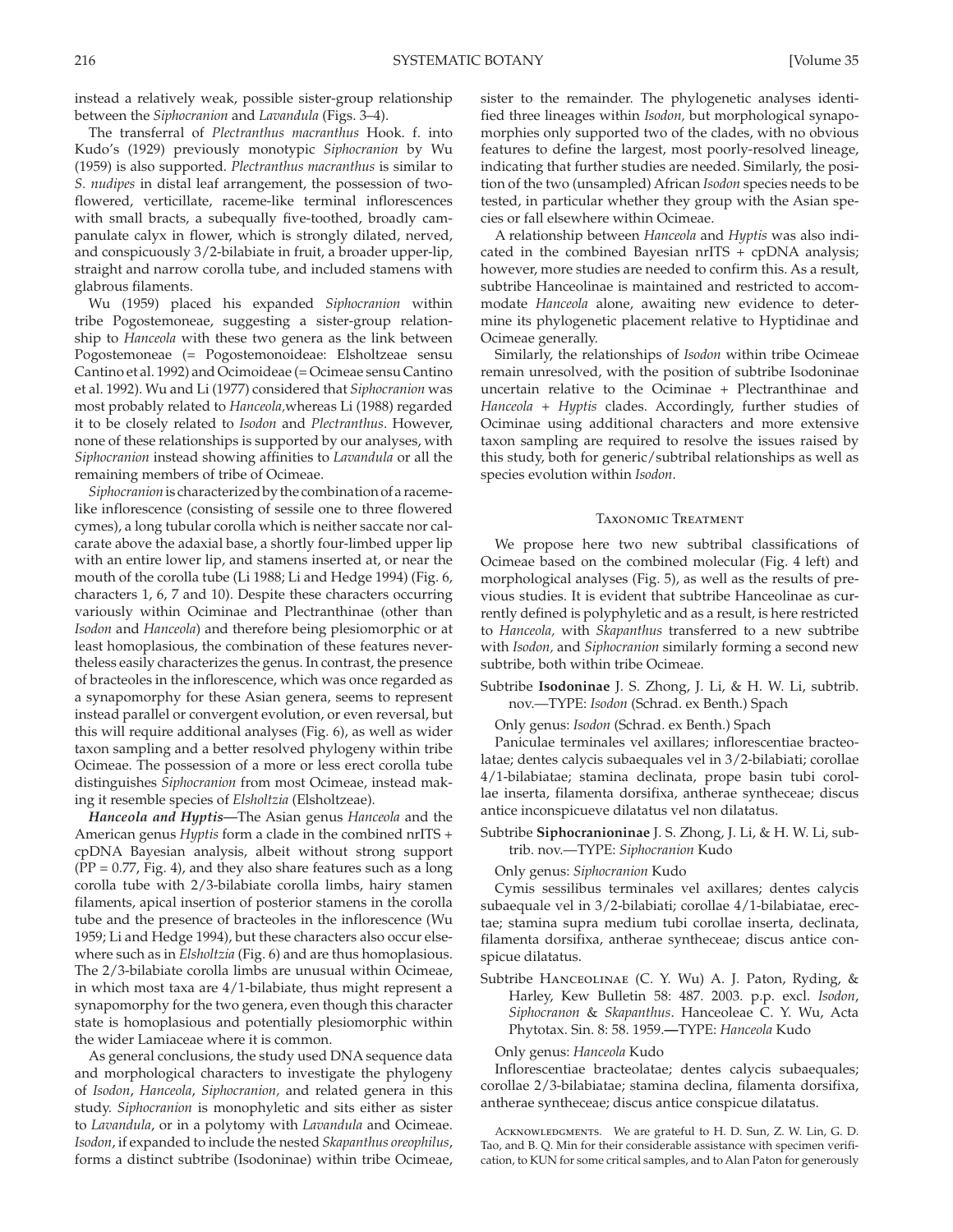instead a relatively weak, possible sister-group relationship between the *Siphocranion* and *Lavandula* (Figs. 3–4).

The transferral of *Plectranthus macranthus* Hook. f. into Kudo's (1929) previously monotypic *Siphocranion* by Wu (1959) is also supported. *Plectranthus macranthus* is similar to *S. nudipes* in distal leaf arrangement, the possession of two-flowered, verticillate, raceme-like terminal inflorescences with small bracts, a subequally five-toothed, broadly campanulate calyx in flower, which is strongly dilated, nerved, and conspicuously 3/2-bilabiate in fruit, a broader upper-lip, straight and narrow corolla tube, and included stamens with glabrous filaments.

Wu (1959) placed his expanded *Siphocranion* within tribe Pogostemoneae, suggesting a sister-group relationship to *Hanceola* with these two genera as the link between Pogostemoneae (= Pogostemonoideae: Elsholtzeae sensu Cantino et al. 1992) and Ocimoideae (= Ocimeae sensu Cantino et al. 1992). Wu and Li (1977) considered that *Siphocranion* was most probably related to *Hanceola,*whereas Li (1988) regarded it to be closely related to *Isodon* and *Plectranthus*. However, none of these relationships is supported by our analyses, with *Siphocranion* instead showing affinities to *Lavandula* or all the remaining members of tribe of Ocimeae.

*Siphocranion* is characterized by the combination of a raceme-like inflorescence (consisting of sessile one to three flowered cymes), a long tubular corolla which is neither saccate nor calcarate above the adaxial base, a shortly four-limbed upper lip with an entire lower lip, and stamens inserted at, or near the mouth of the corolla tube (Li 1988; Li and Hedge 1994) (Fig. 6, characters 1, 6, 7 and 10). Despite these characters occurring variously within Ociminae and Plectranthinae (other than *Isodon* and *Hanceola*) and therefore being plesiomorphic or at least homoplasious, the combination of these features nevertheless easily characterizes the genus. In contrast, the presence of bracteoles in the inflorescence, which was once regarded as a synapomorphy for these Asian genera, seems to represent instead parallel or convergent evolution, or even reversal, but this will require additional analyses (Fig. 6), as well as wider taxon sampling and a better resolved phylogeny within tribe Ocimeae. The possession of a more or less erect corolla tube distinguishes *Siphocranion* from most Ocimeae, instead making it resemble species of *Elsholtzia* (Elsholtzeae).

***Hanceola and Hyptis***—The Asian genus *Hanceola* and the American genus *Hyptis* form a clade in the combined nrITS + cpDNA Bayesian analysis, albeit without strong support (PP = 0.77, Fig. 4), and they also share features such as a long corolla tube with 2/3-bilabiate corolla limbs, hairy stamen filaments, apical insertion of posterior stamens in the corolla tube and the presence of bracteoles in the inflorescence (Wu 1959; Li and Hedge 1994), but these characters also occur elsewhere such as in *Elsholtzia* (Fig. 6) and are thus homoplasious. The 2/3-bilabiate corolla limbs are unusual within Ocimeae, in which most taxa are 4/1-bilabiate, thus might represent a synapomorphy for the two genera, even though this character state is homoplasious and potentially plesiomorphic within the wider Lamiaceae where it is common.

As general conclusions, the study used DNA sequence data and morphological characters to investigate the phylogeny of *Isodon*, *Hanceola*, *Siphocranion,* and related genera in this study. *Siphocranion* is monophyletic and sits either as sister to *Lavandula*, or in a polytomy with *Lavandula* and Ocimeae. *Isodon*, if expanded to include the nested *Skapanthus oreophilus*, forms a distinct subtribe (Isodoninae) within tribe Ocimeae, sister to the remainder. The phylogenetic analyses identified three lineages within *Isodon,* but morphological synapomorphies only supported two of the clades, with no obvious features to define the largest, most poorly-resolved lineage, indicating that further studies are needed. Similarly, the position of the two (unsampled) African *Isodon* species needs to be tested, in particular whether they group with the Asian species or fall elsewhere within Ocimeae.

A relationship between *Hanceola* and *Hyptis* was also indicated in the combined Bayesian nrITS + cpDNA analysis; however, more studies are needed to confirm this. As a result, subtribe Hanceolinae is maintained and restricted to accommodate *Hanceola* alone, awaiting new evidence to determine its phylogenetic placement relative to Hyptidinae and Ocimeae generally.

Similarly, the relationships of *Isodon* within tribe Ocimeae remain unresolved, with the position of subtribe Isodoninae uncertain relative to the Ociminae + Plectranthinae and *Hanceola* + *Hyptis* clades. Accordingly, further studies of Ociminae using additional characters and more extensive taxon sampling are required to resolve the issues raised by this study, both for generic/subtribal relationships as well as species evolution within *Isodon*.

## Taxonomic Treatment

We propose here two new subtribal classifications of Ocimeae based on the combined molecular (Fig. 4 left) and morphological analyses (Fig. 5), as well as the results of previous studies. It is evident that subtribe Hanceolinae as currently defined is polyphyletic and as a result, is here restricted to *Hanceola,* with *Skapanthus* transferred to a new subtribe with *Isodon,* and *Siphocranion* similarly forming a second new subtribe, both within tribe Ocimeae.

Subtribe **Isodoninae** J. S. Zhong, J. Li, & H. W. Li, subtrib. nov.—TYPE: *Isodon* (Schrad. ex Benth.) Spach

Only genus: *Isodon* (Schrad. ex Benth.) Spach

Paniculae terminales vel axillares; inflorescentiae bracteolatae; dentes calycis subaequales vel in 3/2-bilabiati; corollae 4/1-bilabiatae; stamina declinata, prope basin tubi corollae inserta, filamenta dorsifixa, antherae syntheceae; discus antice inconspicueve dilatatus vel non dilatatus.

Subtribe **Siphocranioninae** J. S. Zhong, J. Li, & H. W. Li, subtrib. nov.—TYPE: *Siphocranion* Kudo

Only genus: *Siphocranion* Kudo

Cymis sessilibus terminales vel axillares; dentes calycis subaequale vel in 3/2-bilabiati; corollae 4/1-bilabiatae, erectae; stamina supra medium tubi corollae inserta, declinata, filamenta dorsifixa, antherae syntheceae; discus antice conspicue dilatatus.

Subtribe Hanceolinae (C. Y. Wu) A. J. Paton, Ryding, & Harley, Kew Bulletin 58: 487. 2003. p.p. excl. *Isodon*, *Siphocranon* & *Skapanthus*. Hanceoleae C. Y. Wu, Acta Phytotax. Sin. 8: 58. 1959.—TYPE: *Hanceola* Kudo

Only genus: *Hanceola* Kudo

Inflorescentiae bracteolatae; dentes calycis subaequales; corollae 2/3-bilabiatae; stamina declina, filamenta dorsifixa, antherae syntheceae; discus antice conspicue dilatatus.

Acknowledgments. We are grateful to H. D. Sun, Z. W. Lin, G. D. Tao, and B. Q. Min for their considerable assistance with specimen verification, to KUN for some critical samples, and to Alan Paton for generously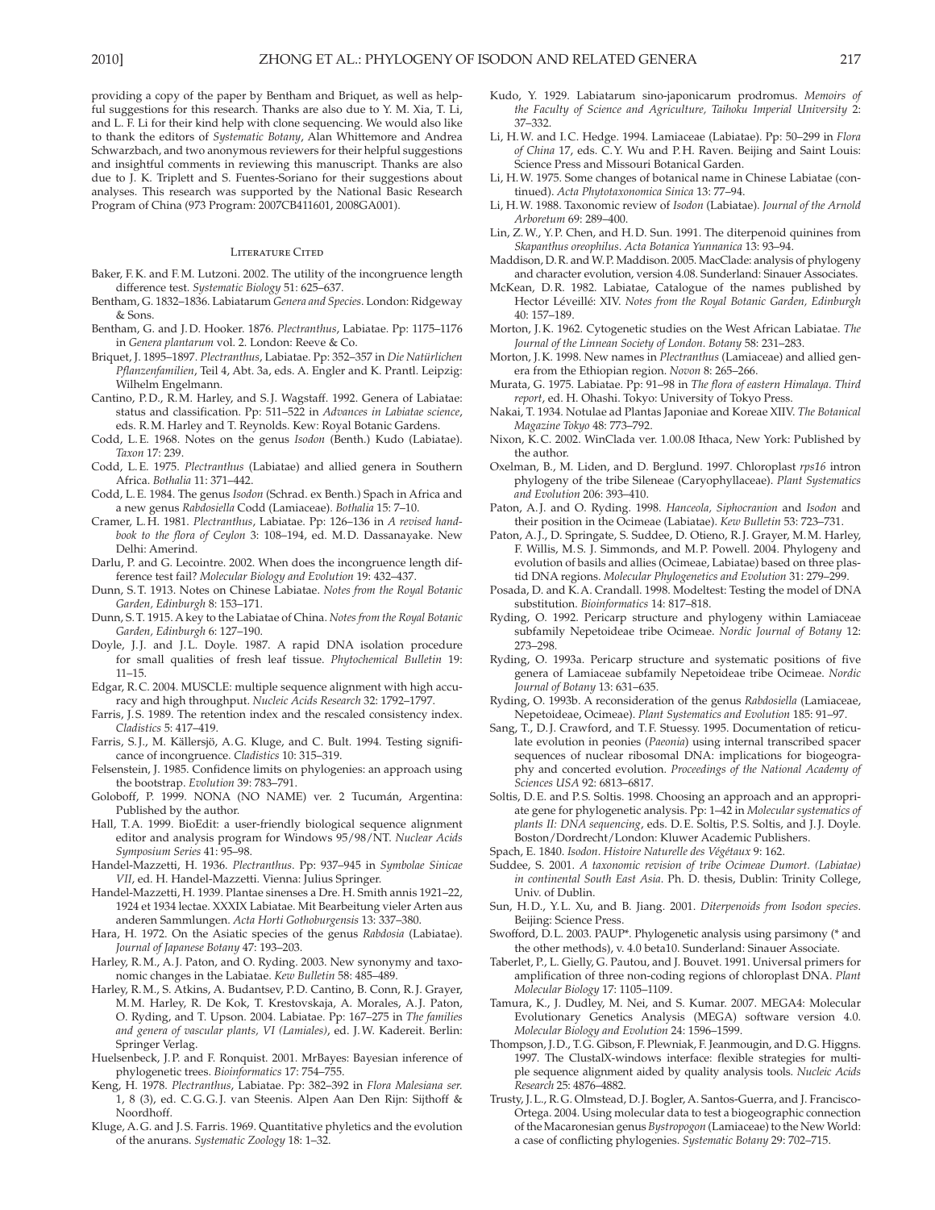providing a copy of the paper by Bentham and Briquet, as well as helpful suggestions for this research. Thanks are also due to Y. M. Xia, T. Li, and L. F. Li for their kind help with clone sequencing. We would also like to thank the editors of *Systematic Botany*, Alan Whittemore and Andrea Schwarzbach, and two anonymous reviewers for their helpful suggestions and insightful comments in reviewing this manuscript. Thanks are also due to J. K. Triplett and S. Fuentes-Soriano for their suggestions about analyses. This research was supported by the National Basic Research Program of China (973 Program: 2007CB411601, 2008GA001).

## Literature Cited

Baker, F. K. and F. M. Lutzoni. 2002. The utility of the incongruence length difference test. *Systematic Biology* 51: 625–637.

Bentham, G. 1832–1836. Labiatarum *Genera and Species*. London: Ridgeway & Sons.

Bentham, G. and J. D. Hooker. 1876. *Plectranthus*, Labiatae. Pp: 1175–1176 in *Genera plantarum* vol. 2. London: Reeve & Co.

Briquet, J. 1895–1897. *Plectranthus*, Labiatae. Pp: 352–357 in *Die Natürlichen Pflanzenfamilien*, Teil 4, Abt. 3a, eds. A. Engler and K. Prantl. Leipzig: Wilhelm Engelmann.

Cantino, P. D., R. M. Harley, and S. J. Wagstaff. 1992. Genera of Labiatae: status and classification. Pp: 511–522 in *Advances in Labiatae science*, eds. R. M. Harley and T. Reynolds. Kew: Royal Botanic Gardens.

Codd, L. E. 1968. Notes on the genus *Isodon* (Benth.) Kudo (Labiatae). *Taxon* 17: 239.

Codd, L. E. 1975. *Plectranthus* (Labiatae) and allied genera in Southern Africa. *Bothalia* 11: 371–442.

Codd, L. E. 1984. The genus *Isodon* (Schrad. ex Benth.) Spach in Africa and a new genus *Rabdosiella* Codd (Lamiaceae). *Bothalia* 15: 7–10.

Cramer, L. H. 1981. *Plectranthus*, Labiatae. Pp: 126–136 in *A revised handbook to the flora of Ceylon* 3: 108–194, ed. M. D. Dassanayake. New Delhi: Amerind.

Darlu, P. and G. Lecointre. 2002. When does the incongruence length difference test fail? *Molecular Biology and Evolution* 19: 432–437.

Dunn, S. T. 1913. Notes on Chinese Labiatae. *Notes from the Royal Botanic Garden, Edinburgh* 8: 153–171.

Dunn, S. T. 1915. A key to the Labiatae of China. *Notes from the Royal Botanic Garden, Edinburgh* 6: 127–190.

Doyle, J. J. and J. L. Doyle. 1987. A rapid DNA isolation procedure for small qualities of fresh leaf tissue. *Phytochemical Bulletin* 19: 11–15.

Edgar, R. C. 2004. MUSCLE: multiple sequence alignment with high accuracy and high throughput. *Nucleic Acids Research* 32: 1792–1797.

Farris, J. S. 1989. The retention index and the rescaled consistency index. *Cladistics* 5: 417–419.

Farris, S. J., M. Källersjö, A. G. Kluge, and C. Bult. 1994. Testing significance of incongruence. *Cladistics* 10: 315–319.

Felsenstein, J. 1985. Confidence limits on phylogenies: an approach using the bootstrap. *Evolution* 39: 783–791.

Goloboff, P. 1999. NONA (NO NAME) ver. 2 Tucumán, Argentina: Published by the author.

Hall, T. A. 1999. BioEdit: a user-friendly biological sequence alignment editor and analysis program for Windows 95/98/NT. *Nuclear Acids Symposium Series* 41: 95–98.

Handel-Mazzetti, H. 1936. *Plectranthus*. Pp: 937–945 in *Symbolae Sinicae VII*, ed. H. Handel-Mazzetti. Vienna: Julius Springer.

Handel-Mazzetti, H. 1939. Plantae sinenses a Dre. H. Smith annis 1921–22, 1924 et 1934 lectae. XXXIX Labiatae. Mit Bearbeitung vieler Arten aus anderen Sammlungen. *Acta Horti Gothoburgensis* 13: 337–380.

Hara, H. 1972. On the Asiatic species of the genus *Rabdosia* (Labiatae). *Journal of Japanese Botany* 47: 193–203.

Harley, R. M., A. J. Paton, and O. Ryding. 2003. New synonymy and taxonomic changes in the Labiatae. *Kew Bulletin* 58: 485–489.

Harley, R. M., S. Atkins, A. Budantsev, P. D. Cantino, B. Conn, R. J. Grayer, M. M. Harley, R. De Kok, T. Krestovskaja, A. Morales, A. J. Paton, O. Ryding, and T. Upson. 2004. Labiatae. Pp: 167–275 in *The families and genera of vascular plants, VI (Lamiales)*, ed. J. W. Kadereit. Berlin: Springer Verlag.

Huelsenbeck, J. P. and F. Ronquist. 2001. MrBayes: Bayesian inference of phylogenetic trees. *Bioinformatics* 17: 754–755.

Keng, H. 1978. *Plectranthus*, Labiatae. Pp: 382–392 in *Flora Malesiana ser.* 1, 8 (3), ed. C. G. G. J. van Steenis. Alpen Aan Den Rijn: Sijthoff & Noordhoff.

Kluge, A. G. and J. S. Farris. 1969. Quantitative phyletics and the evolution of the anurans. *Systematic Zoology* 18: 1–32.

Kudo, Y. 1929. Labiatarum sino-japonicarum prodromus. *Memoirs of the Faculty of Science and Agriculture, Taihoku Imperial University* 2: 37–332.

Li, H. W. and I. C. Hedge. 1994. Lamiaceae (Labiatae). Pp: 50–299 in *Flora of China* 17, eds. C. Y. Wu and P. H. Raven. Beijing and Saint Louis: Science Press and Missouri Botanical Garden.

Li, H. W. 1975. Some changes of botanical name in Chinese Labiatae (continued). *Acta Phytotaxonomica Sinica* 13: 77–94.

Li, H. W. 1988. Taxonomic review of *Isodon* (Labiatae). *Journal of the Arnold Arboretum* 69: 289–400.

Lin, Z. W., Y. P. Chen, and H. D. Sun. 1991. The diterpenoid quinines from *Skapanthus oreophilus*. *Acta Botanica Yunnanica* 13: 93–94.

Maddison, D. R. and W. P. Maddison. 2005. MacClade: analysis of phylogeny and character evolution, version 4.08. Sunderland: Sinauer Associates.

McKean, D. R. 1982. Labiatae, Catalogue of the names published by Hector Léveillé: XIV. *Notes from the Royal Botanic Garden, Edinburgh* 40: 157–189.

Morton, J. K. 1962. Cytogenetic studies on the West African Labiatae. *The Journal of the Linnean Society of London. Botany* 58: 231–283.

Morton, J. K. 1998. New names in *Plectranthus* (Lamiaceae) and allied genera from the Ethiopian region. *Novon* 8: 265–266.

Murata, G. 1975. Labiatae. Pp: 91–98 in *The flora of eastern Himalaya. Third report*, ed. H. Ohashi. Tokyo: University of Tokyo Press.

Nakai, T. 1934. Notulae ad Plantas Japoniae and Koreae XIV. *The Botanical Magazine Tokyo* 48: 773–792.

Nixon, K. C. 2002. WinClada ver. 1.00.08 Ithaca, New York: Published by the author.

Oxelman, B., M. Liden, and D. Berglund. 1997. Chloroplast *rps16* intron phylogeny of the tribe Sileneae (Caryophyllaceae). *Plant Systematics and Evolution* 206: 393–410.

Paton, A. J. and O. Ryding. 1998. *Hanceola, Siphocranion* and *Isodon* and their position in the Ocimeae (Labiatae). *Kew Bulletin* 53: 723–731.

Paton, A. J., D. Springate, S. Suddee, D. Otieno, R. J. Grayer, M. M. Harley, F. Willis, M. S. J. Simmonds, and M. P. Powell. 2004. Phylogeny and evolution of basils and allies (Ocimeae, Labiatae) based on three plastid DNA regions. *Molecular Phylogenetics and Evolution* 31: 279–299.

Posada, D. and K. A. Crandall. 1998. Modeltest: Testing the model of DNA substitution. *Bioinformatics* 14: 817–818.

Ryding, O. 1992. Pericarp structure and phylogeny within Lamiaceae subfamily Nepetoideae tribe Ocimeae. *Nordic Journal of Botany* 12: 273–298.

Ryding, O. 1993a. Pericarp structure and systematic positions of five genera of Lamiaceae subfamily Nepetoideae tribe Ocimeae. *Nordic Journal of Botany* 13: 631–635.

Ryding, O. 1993b. A reconsideration of the genus *Rabdosiella* (Lamiaceae, Nepetoideae, Ocimeae). *Plant Systematics and Evolution* 185: 91–97.

Sang, T., D. J. Crawford, and T. F. Stuessy. 1995. Documentation of reticulate evolution in peonies (*Paeonia*) using internal transcribed spacer sequences of nuclear ribosomal DNA: implications for biogeography and concerted evolution. *Proceedings of the National Academy of Sciences USA* 92: 6813–6817.

Soltis, D. E. and P. S. Soltis. 1998. Choosing an approach and an appropriate gene for phylogenetic analysis. Pp: 1–42 in *Molecular systematics of plants II: DNA sequencing*, eds. D. E. Soltis, P. S. Soltis, and J. J. Doyle. Boston/Dordrecht/London: Kluwer Academic Publishers.

Spach, E. 1840. *Isodon*. *Histoire Naturelle des Végétaux* 9: 162.

Suddee, S. 2001. *A taxonomic revision of tribe Ocimeae Dumort. (Labiatae) in continental South East Asia*. Ph. D. thesis, Dublin: Trinity College, Univ. of Dublin.

Sun, H. D., Y. L. Xu, and B. Jiang. 2001. *Diterpenoids from Isodon species*. Beijing: Science Press.

Swofford, D. L. 2003. PAUP*. Phylogenetic analysis using parsimony (* and the other methods), v. 4.0 beta10. Sunderland: Sinauer Associate.

Taberlet, P., L. Gielly, G. Pautou, and J. Bouvet. 1991. Universal primers for amplification of three non-coding regions of chloroplast DNA. *Plant Molecular Biology* 17: 1105–1109.

Tamura, K., J. Dudley, M. Nei, and S. Kumar. 2007. MEGA4: Molecular Evolutionary Genetics Analysis (MEGA) software version 4.0. *Molecular Biology and Evolution* 24: 1596–1599.

Thompson, J. D., T. G. Gibson, F. Plewniak, F. Jeanmougin, and D. G. Higgns. 1997. The ClustalX-windows interface: flexible strategies for multiple sequence alignment aided by quality analysis tools. *Nucleic Acids Research* 25: 4876–4882.

Trusty, J. L., R. G. Olmstead, D. J. Bogler, A. Santos-Guerra, and J. Francisco-Ortega. 2004. Using molecular data to test a biogeographic connection of the Macaronesian genus *Bystropogon* (Lamiaceae) to the New World: a case of conflicting phylogenies. *Systematic Botany* 29: 702–715.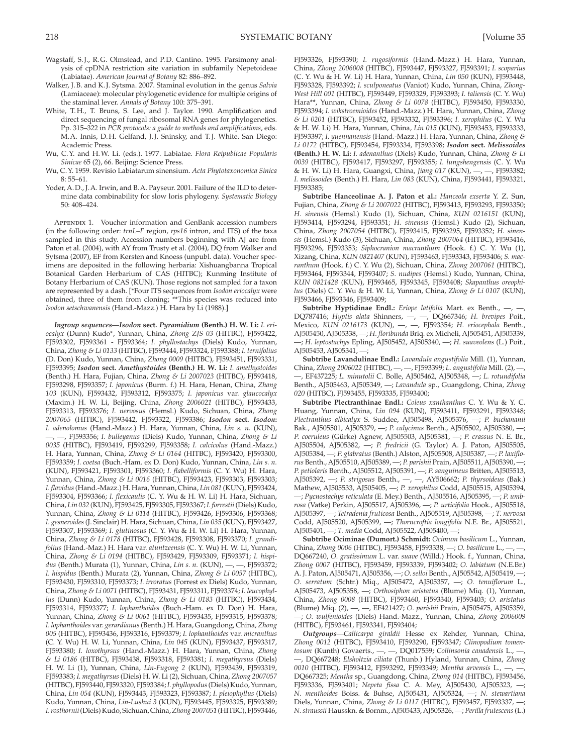Wagstaff, S.J., R.G. Olmstead, and P.D. Cantino. 1995. Parsimony analysis of cpDNA restriction site variation in subfamily Nepetoideae (Labiatae). *American Journal of Botany* 82: 886–892.

Walker, J.B. and K.J. Sytsma. 2007. Staminal evolution in the genus *Salvia* (Lamiaceae): molecular phylogenetic evidence for multiple origins of the staminal lever. *Annals of Botany* 100: 375–391.

White, T.H., T. Bruns, S. Lee, and J. Taylor. 1990. Amplification and direct sequencing of fungal ribosomal RNA genes for phylogenetics. Pp. 315–322 in *PCR protocols: a guide to methods and amplifications*, eds. M.A. Innis, D.H. Gelfand, J.J. Sninsky, and T.J. White. San Diego: Academic Press.

Wu, C.Y. and H.W. Li. (eds.). 1977. Labiatae. *Flora Reipublicae Popularis Sinicae* 65 (2), 66. Beijing: Science Press.

Wu, C.Y. 1959. Revisio Labiatarum sinensium. *Acta Phytotaxonomica Sinica* 8: 55–61.

Yoder, A.D., J.A. Irwin, and B.A. Payseur. 2001. Failure of the ILD to determine data combinability for slow loris phylogeny. *Systematic Biology* 50: 408–424.

Appendix 1. Voucher information and GenBank accession numbers (in the following order: *trnL–F* region, *rps16* intron, and ITS) of the taxa sampled in this study. Accession numbers beginning with AJ are from Paton et al. (2004), with AY from Trusty et al. (2004), DQ from Walker and Sytsma (2007), EF from Kersten and Knoess (unpubl. data). Voucher specimens are deposited in the following herbaria: Xishuangbanna Tropical Botanical Garden Herbarium of CAS (HITBC); Kunming Institute of Botany Herbarium of CAS (KUN). Those regions not sampled for a taxon are represented by a dash. [*Four ITS sequences from *Isodon eriocalyx* were obtained, three of them from cloning; **This species was reduced into *Isodon setschwanensis* (Hand.-Mazz.) H. Hara by Li (1988).]

***Ingroup sequences—Isodon*** **sect.** ***Pyramidium*** **(Benth.) H. W. Li:** *I. eriocalyx* (Dunn) Kudo*, Yunnan, China, *Zhong ZJS 03* (HITBC), FJ593422, FJ593302, FJ593361 - FJ593364; *I. phyllostachys* (Diels) Kudo, Yunnan, China, *Zhong & Li 0133* (HITBC), FJ593444, FJ593324, FJ593388; *I. ternifolius* (D. Don) Kudo, Yunnan, China, *Zhong 0009* (HITBC), FJ593451, FJ593331, FJ593395; ***Isodon*** **sect.** ***Amethystoides*** **(Benth.) H. W. Li:** *I. amethystoides* (Benth.) H. Hara, Fujian, China, *Zhong & Li 2007023* (HITBC), FJ593418, FJ593298, FJ593357; *I. japonicus* (Burm. f.) H. Hara, Henan, China, *Zhang 103* (KUN), FJ593432, FJ593312, FJ593375; *I. japonicus* var. *glaucocalyx* (Maxim.) H. W. Li, Beijing, China, *Zhong 2006021* (HITBC), FJ593433, FJ593313, FJ593376; *I. nervosus* (Hemsl.) Kudo, Sichuan, China, *Zhong 2007065* (HITBC), FJ593442, FJ593322, FJ593386; ***Isodon*** **sect.** ***Isodon*****:** *I. adenolomus* (Hand.-Mazz.) H. Hara, Yunnan, China, *Lin s. n.* (KUN), —, —, FJ593356; *I. bulleyanus* (Diels) Kudo, Yunnan, China, *Zhong & Li 0035* (HITBC), FJ593419, FJ593299, FJ593358; *I. calcicolus* (Hand.-Mazz.) H. Hara, Yunnan, China, *Zhong & Li 0164* (HITBC), FJ593420, FJ593300, FJ593359; *I. coetsa* (Buch.-Ham. ex D. Don) Kudo, Yunnan, China, *Lin s. n.* (KUN), FJ593421, FJ593301, FJ593360; *I. flabelliformis* (C. Y. Wu) H. Hara, Yunnan, China, *Zhong & Li 0016* (HITBC), FJ593423, FJ593303, FJ593303; *I. flavidus* (Hand.-Mazz.) H. Hara, Yunnan, China, *Lin 081* (KUN), FJ593424, FJ593304, FJ593366; *I. flexicaulis* (C. Y. Wu & H. W. Li) H. Hara, Sichuan, China, *Lin 032* (KUN), FJ593425, FJ593305, FJ593367; *I. forrestii* (Diels) Kudo, Yunnan, China, *Zhong & Li 0114* (HITBC), FJ593426, FJ593306, FJ593368; *I. gesneroides* (J. Sinclair) H. Hara, Sichuan, China, *Lin 035* (KUN), FJ593427, FJ593307, FJ593369; *I. glutinosus* (C. Y. Wu & H. W. Li) H. Hara, Yunnan, China, *Zhong & Li 0178* (HITBC), FJ593428, FJ593308, FJ593370; *I. grandifolius* (Hand.-Maz.) H. Hara var. *atuntzeensis* (C. Y. Wu) H. W. Li, Yunnan, China, *Zhong & Li 0194* (HITBC), FJ593429, FJ593309, FJ593371; *I. hispidus* (Benth.) Murata (1), Yunnan, China, *Lin s. n.* (KUN), —, —, FJ593372; *I. hispidus* (Benth.) Murata (2), Yunnan, China, *Zhong & Li 0057* (HITBC), FJ593430, FJ593310, FJ593373; *I. irroratus* (Forrest ex Diels) Kudo, Yunnan, China, *Zhong & Li 0071* (HITBC), FJ593431, FJ593311, FJ593374; *I. leucophyllus* (Dunn) Kudo, Yunnan, China, *Zhong & Li 0183* (HITBC), FJ593434, FJ593314, FJ593377; *I. lophanthoides* (Buch.-Ham. ex D. Don) H. Hara, Yunnan, China, *Zhong & Li 0061* (HITBC), FJ593435, FJ593315, FJ593378; *I. lophanthoides* var. *gerardianus* (Benth.) H. Hara, Guangdong, China, *Zhong 005* (HITBC), FJ593436, FJ593316, FJ593379; *I. lophanthoides* var. *micranthus* (C. Y. Wu) H. W. Li, Yunnan, China, *Lin 045* (KUN), FJ593437, FJ593317, FJ593380; *I. loxothyrsus* (Hand.-Mazz.) H. Hara, Yunnan, China, *Zhong & Li 0186* (HITBC), FJ593438, FJ593318, FJ593381; *I. megathyrsus* (Diels) H. W. Li (1), Yunnan, China, *Lin-Fugong 2* (KUN), FJ593439, FJ593319, FJ593383; *I. megathyrsus* (Diels) H. W. Li (2), Sichuan, China, *Zhong 2007057* (HITBC), FJ593440, FJ593320, FJ593384; *I. phyllopodus* (Diels) Kudo, Yunnan, China, *Lin 054* (KUN), FJ593443, FJ593323, FJ593387; *I. pleiophyllus* (Diels) Kudo, Yunnan, China, *Lin-Lushui 3* (KUN), FJ593445, FJ593325, FJ593389; *I. rosthornii* (Diels) Kudo, Sichuan, China, *Zhong 2007051* (HITBC), FJ593446, FJ593326, FJ593390; *I. rugosiformis* (Hand.-Mazz.) H. Hara, Yunnan, China, *Zhong 2006008* (HITBC), FJ593447, FJ593327, FJ593391; *I. scoparius* (C. Y. Wu & H. W. Li) H. Hara, Yunnan, China, *Lin 050* (KUN), FJ593448, FJ593328, FJ593392; *I. sculponeatus* (Vaniot) Kudo, Yunnan, China, *Zhong-West Hill 001* (HITBC), FJ593449, FJ593329, FJ593393; *I. taliensis* (C. Y. Wu) Hara**, Yunnan, China, *Zhong & Li 0078* (HITBC), FJ593450, FJ593330, FJ593394; *I. wikstroemioides* (Hand.-Mazz.) H. Hara, Yunnan, China, *Zhong & Li 0201* (HITBC), FJ593452, FJ593332, FJ593396; *I. xerophilus* (C. Y. Wu & H. W. Li) H. Hara, Yunnan, China, *Lin 015* (KUN), FJ593453, FJ593333, FJ593397; *I. yuennanensis* (Hand.-Mazz.) H. Hara, Yunnan, China, *Zhong & Li 0172* (HITBC), FJ593454, FJ593334, FJ593398; ***Isodon*** **sect.** ***Melissoides*** **(Benth.) H. W. Li:** *I. adenanthus* (Diels) Kudo, Yunnan, China, *Zhong & Li 0039* (HITBC), FJ593417, FJ593297, FJ593355; *I. lungshengensis* (C. Y. Wu & H. W. Li) H. Hara, Guangxi, China, *Jiang 017* (KUN), —, —, FJ593382; *I. melissoides* (Benth.) H. Hara, *Lin 083* (KUN), China, FJ593441, FJ593321, FJ593385;

**Subtribe Hanceolinae A. J. Paton et al.:** *Hanceola exserta* Y. Z. Sun, Fujian, China, *Zhong & Li 2007022* (HITBC), FJ593413, FJ593293, FJ593350; *H. sinensis* (Hemsl.) Kudo (1), Sichuan, China, *KUN 0216151* (KUN), FJ593414, FJ593294, FJ593351; *H. sinensis* (Hemsl.) Kudo (2), Sichuan, China, *Zhong 2007054* (HITBC), FJ593415, FJ593295, FJ593352; *H. sinensis* (Hemsl.) Kudo (3), Sichuan, China, *Zhong 2007064* (HITBC), FJ593416, FJ593296, FJ593353; *Siphocranion macranthum* (Hook. f.) C. Y. Wu (1), Xizang, China, *KUN 0821407* (KUN), FJ593463, FJ593343, FJ593406; *S. macranthum* (Hook. f.) C. Y. Wu (2), Sichuan, China, *Zhong 2007061* (HITBC), FJ593464, FJ593344, FJ593407; *S. nudipes* (Hemsl.) Kudo, Yunnan, China, *KUN 0821428* (KUN), FJ593465, FJ593345, FJ593408; *Skapanthus oreophilus* (Diels) C. Y. Wu & H. W. Li, Yunnan, China, *Zhong & Li 0107* (KUN), FJ593466, FJ593346, FJ593409;

**Subtribe Hyptidinae Endl.:** *Eriope latifolia* Mart. ex Benth., —, —, DQ787416; *Hyptis alata* Shinners, —, —, DQ667346; *H. brevipes* Poit., Mexico, *KUN 0216173* (KUN), —, —, FJ593354; *H. eriocephala* Benth., AJ505450, AJ505338, —; *H. floribunda* Briq. ex Micheli, AJ505451, AJ505339, —; *H. leptostachys* Epling, AJ505452, AJ505340, —; *H. suaveolens* (L.) Poit., AJ505453, AJ505341, —;

**Subtribe Lavandulinae Endl.:** *Lavandula angustifolia* Mill. (1), Yunnan, China, *Zhong 2006022* (HITBC), —, —, FJ593399; *L. angustifolia* Mill. (2), —, —, EF437225; *L. minutolii* C. Bolle, AJ505462, AJ505348, —; *L. rotundifolia* Benth., AJ505463, AJ505349, —; *Lavandula* sp., Guangdong, China, *Zhong 020* (HITBC), FJ593455, FJ593335, FJ593400;

**Subtribe Plectranthinae Endl.:** *Coleus xanthanthus* C. Y. Wu & Y. C. Huang, Yunnan, China, *Lin 094* (KUN), FJ593411, FJ593291, FJ593348; *Plectranthus albicalyx* S. Suddee, AJ505498, AJ505376, —; *P. buchananii* Bak., AJ505501, AJ505379, —; *P. calycinus* Benth., AJ505502, AJ505380, —; *P. coeruleus* (Gürke) Agnew, AJ505503, AJ505381, —; *P. crassus* N. E. Br., AJ505504, AJ505382, —; *P. fredricii* (G. Taylor) A. J. Paton, AJ505505, AJ505384, —; *P. glabratus* (Benth.) Alston, AJ505508, AJ505387, —; *P. laxiflorus* Benth., AJ505510, AJ505389, —; *P. parishii* Prain, AJ505511, AJ505390, —; *P. petiolaris* Benth., AJ505512, AJ505391, —; *P. sanguineus* Britten, AJ505513, AJ505392, —; *P. strigosus* Benth., —, —, AY506662; *P. thyrsoideus* (Bak.) Mathew, AJ505533, AJ505405, —; *P. xerophilus* Codd, AJ505515, AJ505394, —; *Pycnostachys reticulata* (E. Mey.) Benth., AJ505516, AJ505395, —; *P. umbrosa* (Vatke) Perkin, AJ505517, AJ505396, —; *P. urticifolia* Hook., AJ505518, AJ505397, —; *Tetradenia fruticosa* Benth., AJ505519, AJ505398, —; *T. nervosa* Codd, AJ505520, AJ505399, —; *Thorncroftia longifolia* N.E. Br., AJ505521, AJ505401, —; *T. media* Codd, AJ505522, AJ505400, —;

**Subtribe Ociminae (Dumort.) Schmidt:** *Ocimum basilicum* L., Yunnan, China, *Zhong 0006* (HITBC), FJ593458, FJ593338, —; *O. basilicum* L., —, —, DQ667240, *O. gratissimum* L. var. *suave* (Willd.) Hook. f., Yunnan, China, *Zhong 0007* (HITBC), FJ593459, FJ593339, FJ593402; *O. labiatum* (N.E.Br.) A. J. Paton, AJ505471, AJ505356, —; *O. selloi* Benth., AJ505542, AJ505419, —; *O. serratum* (Schtr.) Miq., AJ505472, AJ505357, —; *O. tenuiflorum* L., AJ505473, AJ505358, —; *Orthosiphon aristatus* (Blume) Miq. (1), Yunnan, China, *Zhong 0008* (HITBC), FJ593460, FJ593340, FJ593403; *O. aristatus* (Blume) Miq. (2), —, —, EF421427; *O. parishii* Prain, AJ505475, AJ505359, —; *O. wulfenioides* (Diels) Hand.-Mazz., Yunnan, China, *Zhong 2006009* (HITBC), FJ593461, FJ593341, FJ593404;

***Outgroups***—*Callicarpa giraldii* Hesse ex Rehder, Yunnan, China, *Zhong 0012* (HITBC), FJ593410, FJ593290, FJ593347; *Clinopodium tomentosum* (Kunth) Govaerts., —, —, DQ017559; *Collinsonia canadensis* L., —, —, DQ667248; *Elsholtzia ciliata* (Thunb.) Hyland, Yunnan, China, *Zhong 0010* (HITBC), FJ593412, FJ593292, FJ593349; *Mentha arvensis* L., —, —, DQ667325; *Mentha* sp., Guangdong, China, *Zhong 014* (HITBC), FJ593456, FJ593336, FJ593401; *Nepeta fissa* C. A. Mey, AJ505430, AJ505323, —; *N. menthoides* Boiss. & Buhse, AJ505431, AJ505324, —; *N. stewartiana* Diels, Yunnan, China, *Zhong & Li 0117* (HITBC), FJ593457, FJ593337, —; *N. straussii* Hausskn. & Bornm., AJ505433, AJ505326, —; *Perilla frutescens* (L.)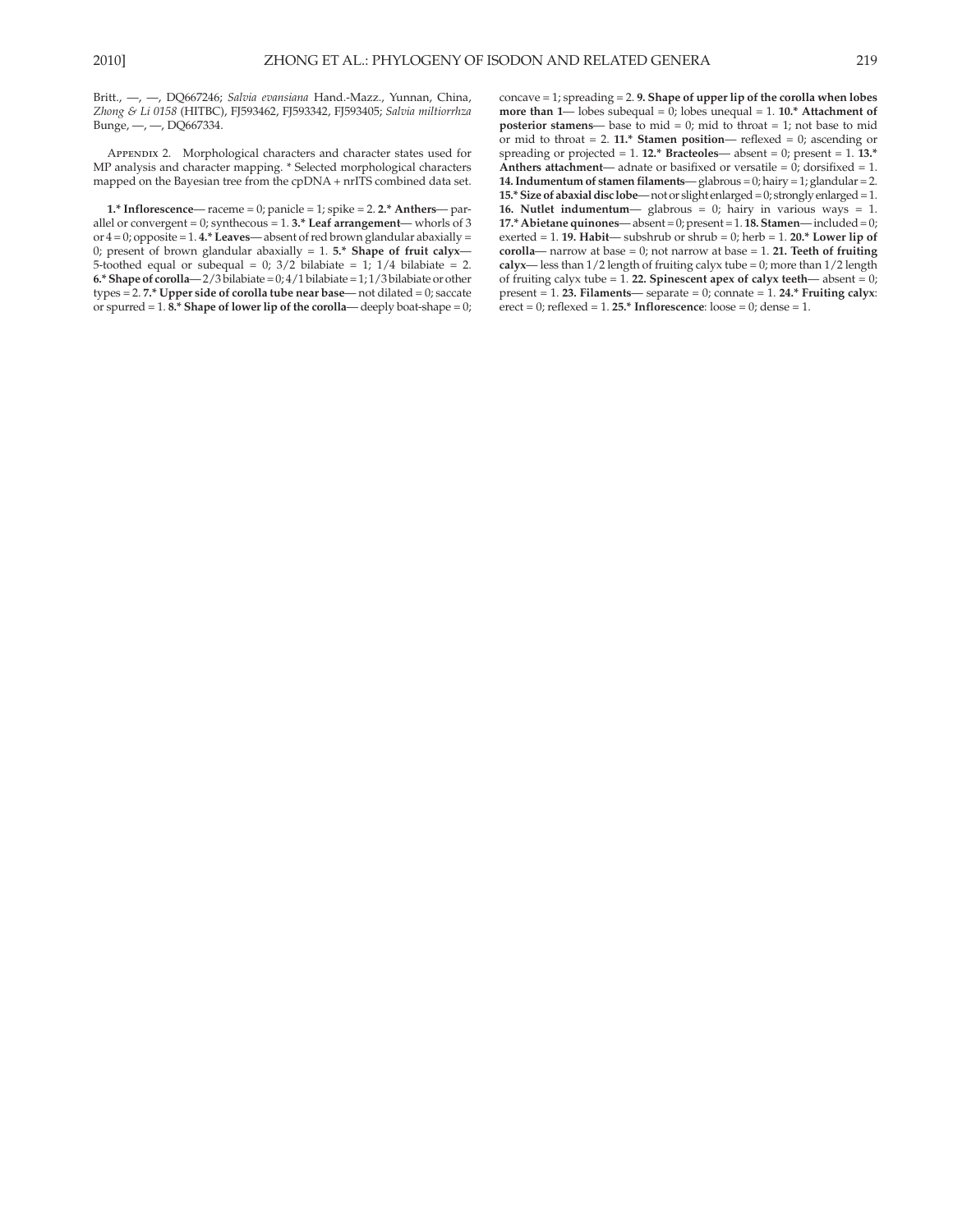Britt., —, —, DQ667246; *Salvia evansiana* Hand.-Mazz., Yunnan, China, *Zhong & Li 0158* (HITBC), FJ593462, FJ593342, FJ593405; *Salvia miltiorrhza* Bunge, —, —, DQ667334.

Appendix 2. Morphological characters and character states used for MP analysis and character mapping. * Selected morphological characters mapped on the Bayesian tree from the cpDNA + nrITS combined data set.

**1.* Inflorescence**— raceme = 0; panicle = 1; spike = 2. **2.* Anthers**— parallel or convergent = 0; synthecous = 1. **3.* Leaf arrangement**— whorls of 3 or 4 = 0; opposite = 1. **4.* Leaves**— absent of red brown glandular abaxially = 0; present of brown glandular abaxially = 1. **5.* Shape of fruit calyx**— 5-toothed equal or subequal = 0; 3/2 bilabiate = 1; 1/4 bilabiate = 2. **6.* Shape of corolla**— 2/3 bilabiate = 0; 4/1 bilabiate = 1; 1/3 bilabiate or other types = 2. **7.* Upper side of corolla tube near base**— not dilated = 0; saccate or spurred = 1. **8.* Shape of lower lip of the corolla**— deeply boat-shape = 0; concave = 1; spreading = 2. **9. Shape of upper lip of the corolla when lobes more than 1**— lobes subequal = 0; lobes unequal = 1. **10.* Attachment of posterior stamens**— base to mid = 0; mid to throat = 1; not base to mid or mid to throat = 2. **11.* Stamen position**— reflexed = 0; ascending or spreading or projected = 1. **12.* Bracteoles**— absent = 0; present = 1. **13.* Anthers attachment**— adnate or basifixed or versatile = 0; dorsifixed = 1. **14. Indumentum of stamen filaments**— glabrous = 0; hairy = 1; glandular = 2. **15.* Size of abaxial disc lobe**— not or slight enlarged = 0; strongly enlarged = 1. **16. Nutlet indumentum**— glabrous = 0; hairy in various ways = 1. **17.* Abietane quinones**— absent = 0; present = 1. **18. Stamen**— included = 0; exerted = 1. **19. Habit**— subshrub or shrub = 0; herb = 1. **20.* Lower lip of corolla**— narrow at base = 0; not narrow at base = 1. **21. Teeth of fruiting calyx**— less than 1/2 length of fruiting calyx tube = 0; more than 1/2 length of fruiting calyx tube = 1. **22. Spinescent apex of calyx teeth**— absent = 0; present = 1. **23. Filaments**— separate = 0; connate = 1. **24.* Fruiting calyx**: erect = 0; reflexed = 1. **25.* Inflorescence**: loose = 0; dense = 1.